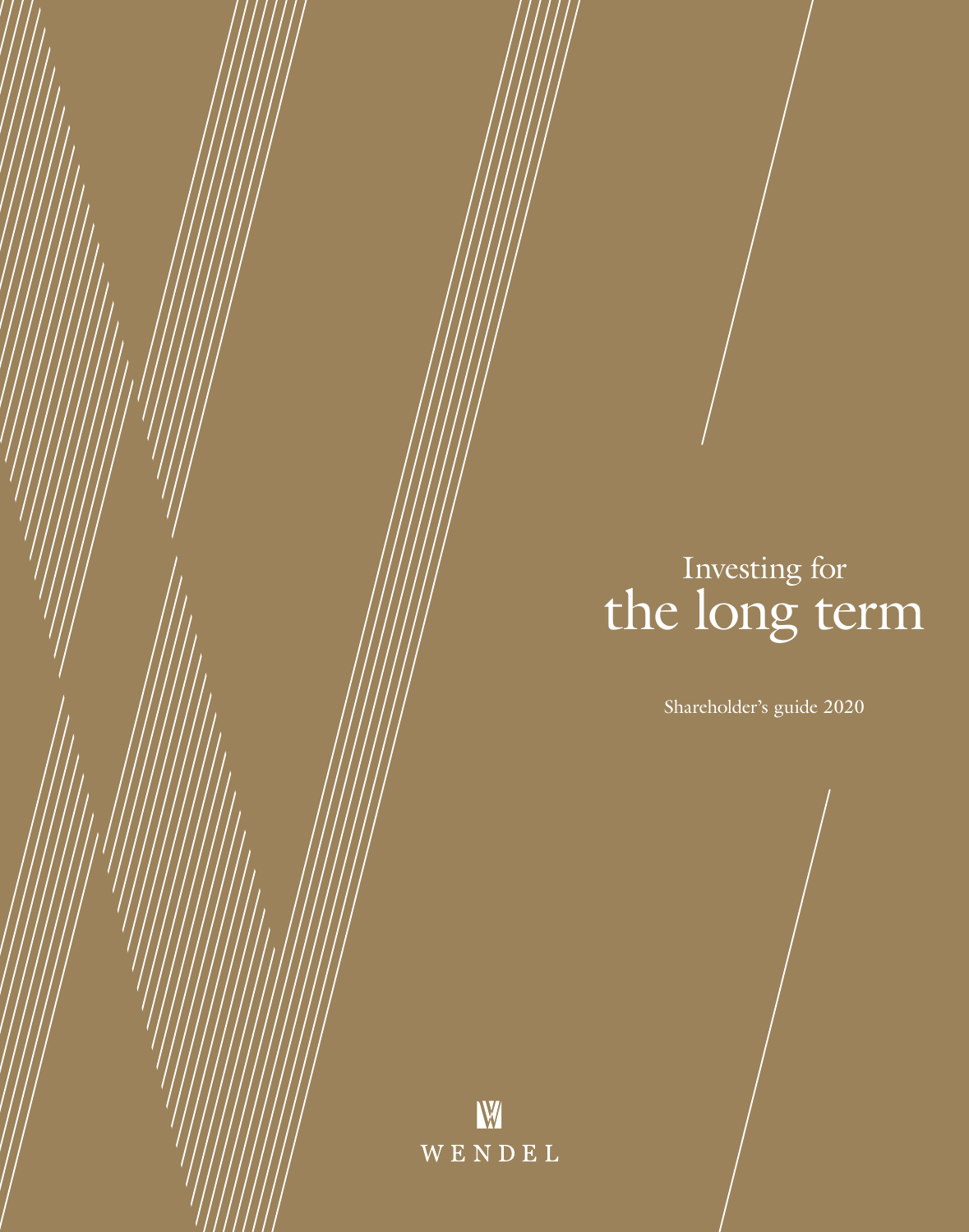# Investing for the long term

Shareholder's guide 2020

WENDEL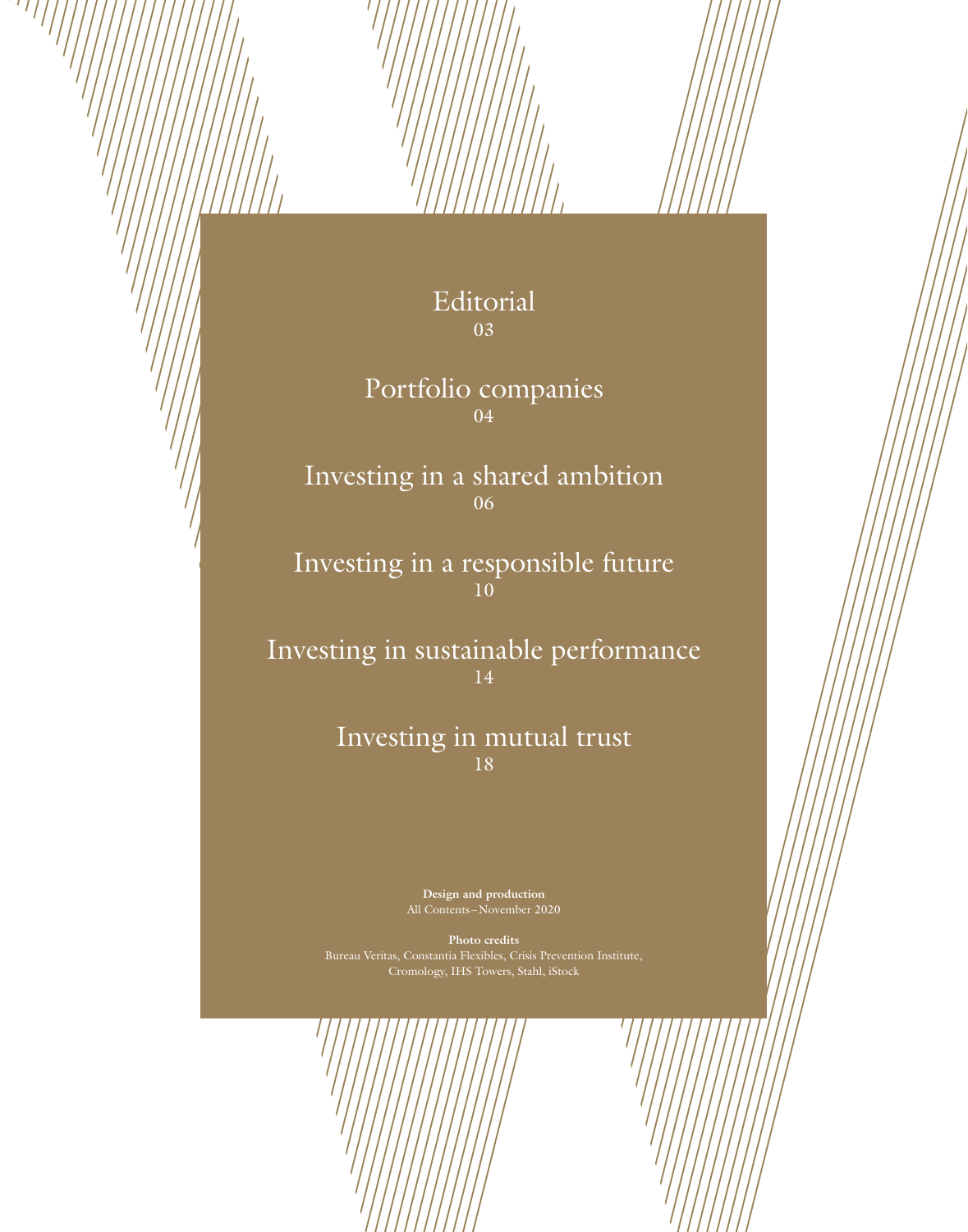Editorial
03

Portfolio companies
04

Investing in a shared ambition
06

Investing in a responsible future
10

Investing in sustainable performance
14

Investing in mutual trust
18

**Design and production**
All Contents – November 2020

**Photo credits**
Bureau Veritas, Constantia Flexibles, Crisis Prevention Institute, Cromology, IHS Towers, Stahl, iStock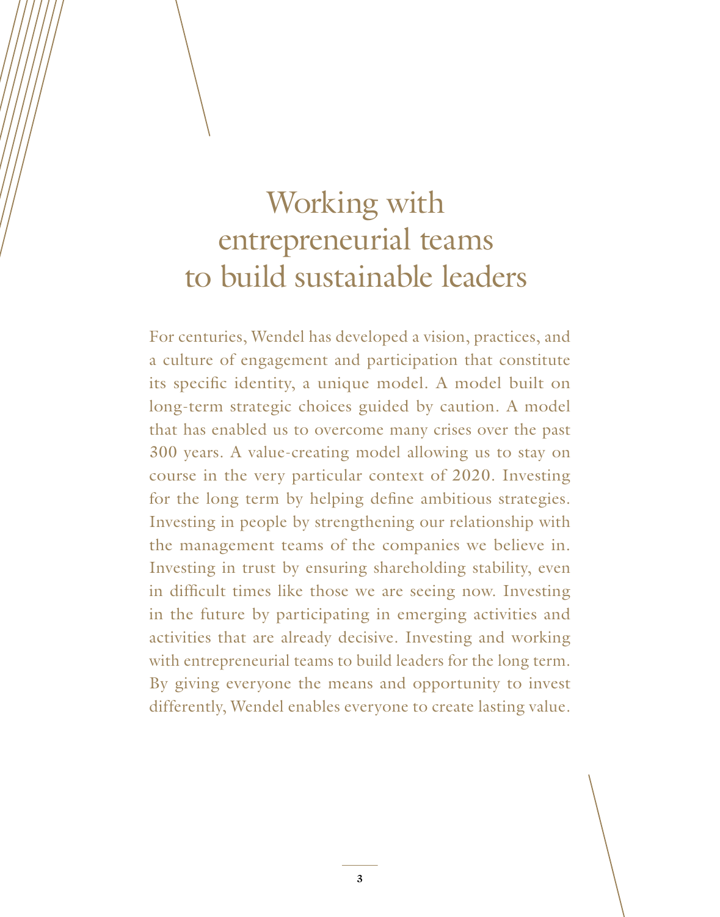# Working with entrepreneurial teams to build sustainable leaders

For centuries, Wendel has developed a vision, practices, and a culture of engagement and participation that constitute its specific identity, a unique model. A model built on long-term strategic choices guided by caution. A model that has enabled us to overcome many crises over the past 300 years. A value-creating model allowing us to stay on course in the very particular context of 2020. Investing for the long term by helping define ambitious strategies. Investing in people by strengthening our relationship with the management teams of the companies we believe in. Investing in trust by ensuring shareholding stability, even in difficult times like those we are seeing now. Investing in the future by participating in emerging activities and activities that are already decisive. Investing and working with entrepreneurial teams to build leaders for the long term. By giving everyone the means and opportunity to invest differently, Wendel enables everyone to create lasting value.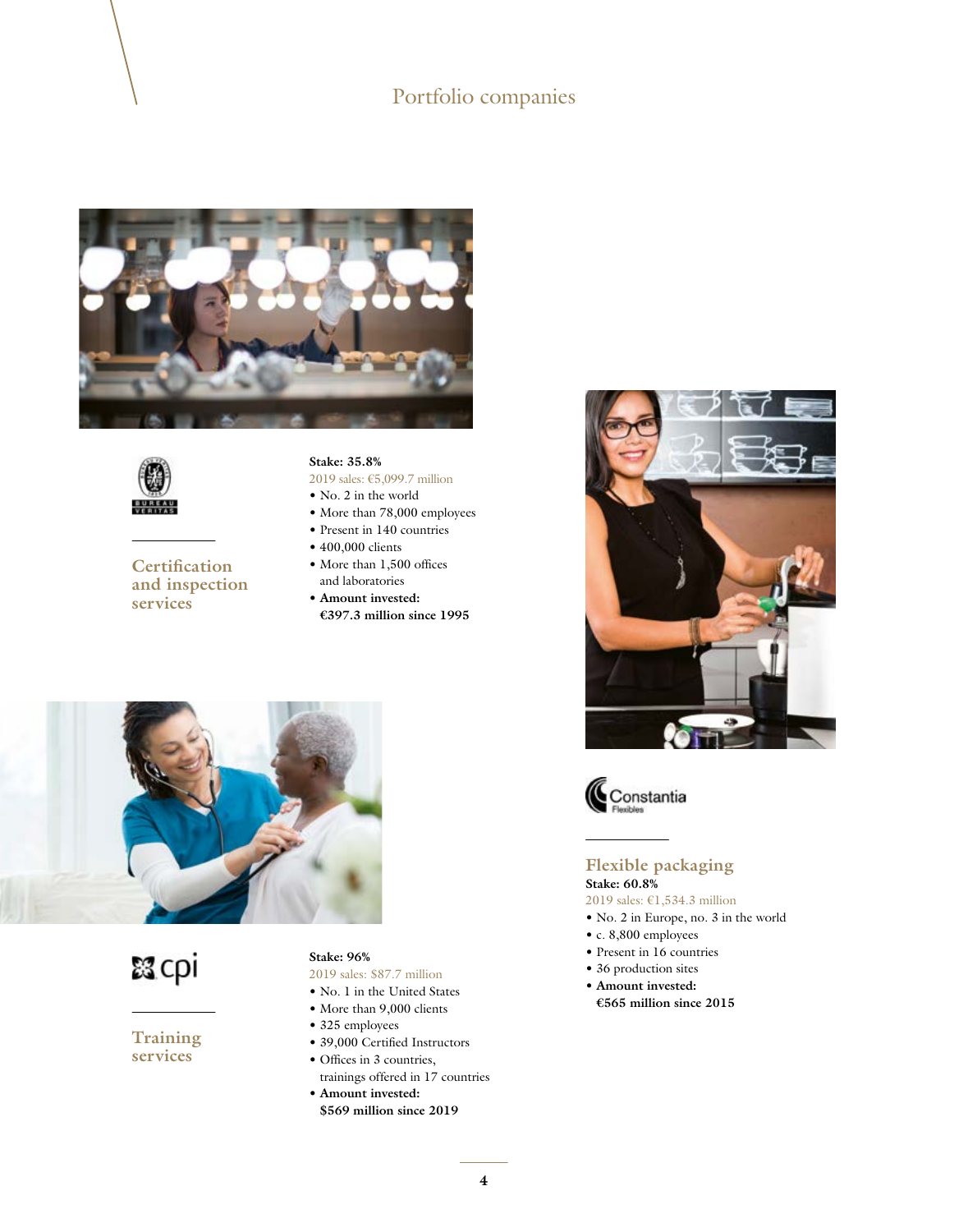# Portfolio companies

## Certification and inspection services

**Stake: 35.8%**

2019 sales: €5,099.7 million

- No. 2 in the world
- More than 78,000 employees
- Present in 140 countries
- 400,000 clients
- More than 1,500 offices and laboratories
- **Amount invested: €397.3 million since 1995**

## Training services

**Stake: 96%**

2019 sales: $87.7 million

- No. 1 in the United States
- More than 9,000 clients
- 325 employees
- 39,000 Certified Instructors
- Offices in 3 countries, trainings offered in 17 countries
- **Amount invested: $569 million since 2019**

## Flexible packaging

**Stake: 60.8%**

2019 sales: €1,534.3 million

- No. 2 in Europe, no. 3 in the world
- c. 8,800 employees
- Present in 16 countries
- 36 production sites
- **Amount invested: €565 million since 2015**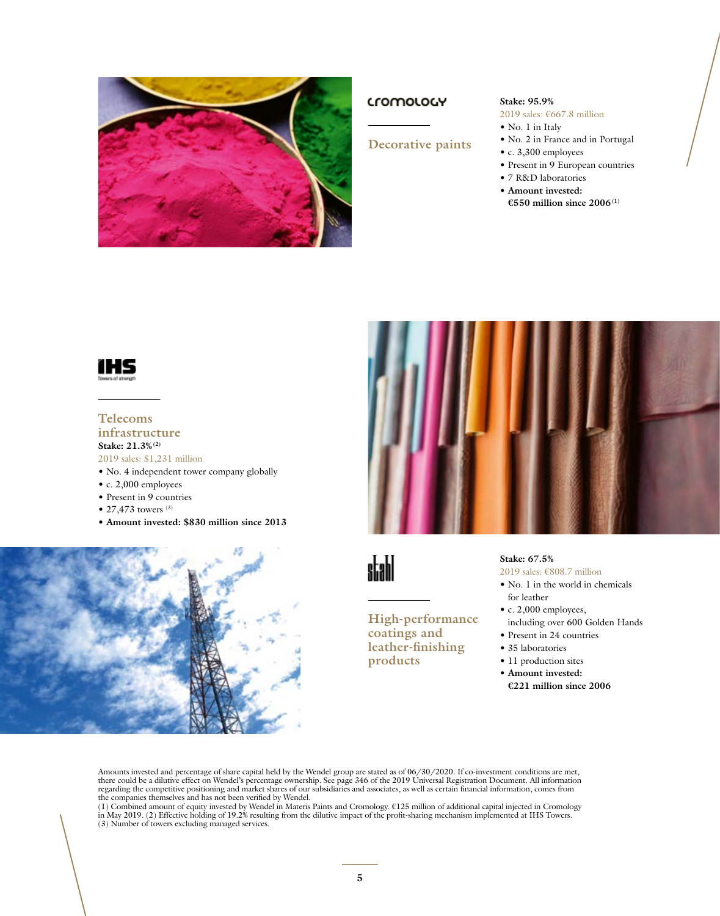## Cromology

### Decorative paints

**Stake: 95.9%**

2019 sales: €667.8 million

- No. 1 in Italy
- No. 2 in France and in Portugal
- c. 3,300 employees
- Present in 9 European countries
- 7 R&D laboratories
- **Amount invested: €550 million since 2006** [1]

## IHS

Towers of strength

### Telecoms infrastructure

**Stake: 21.3%** [2]

2019 sales: $1,231 million

- No. 4 independent tower company globally
- c. 2,000 employees
- Present in 9 countries
- 27,473 towers [3]
- **Amount invested: $830 million since 2013**

## Stahl

### High-performance coatings and leather-finishing products

**Stake: 67.5%**

2019 sales: €808.7 million

- No. 1 in the world in chemicals for leather
- c. 2,000 employees, including over 600 Golden Hands
- Present in 24 countries
- 35 laboratories
- 11 production sites
- **Amount invested: €221 million since 2006**

Amounts invested and percentage of share capital held by the Wendel group are stated as of 06/30/2020. If co-investment conditions are met, there could be a dilutive effect on Wendel's percentage ownership. See page 346 of the 2019 Universal Registration Document. All information regarding the competitive positioning and market shares of our subsidiaries and associates, as well as certain financial information, comes from the companies themselves and has not been verified by Wendel.

(1) Combined amount of equity invested by Wendel in Materis Paints and Cromology. €125 million of additional capital injected in Cromology in May 2019. (2) Effective holding of 19.2% resulting from the dilutive impact of the profit-sharing mechanism implemented at IHS Towers. (3) Number of towers excluding managed services.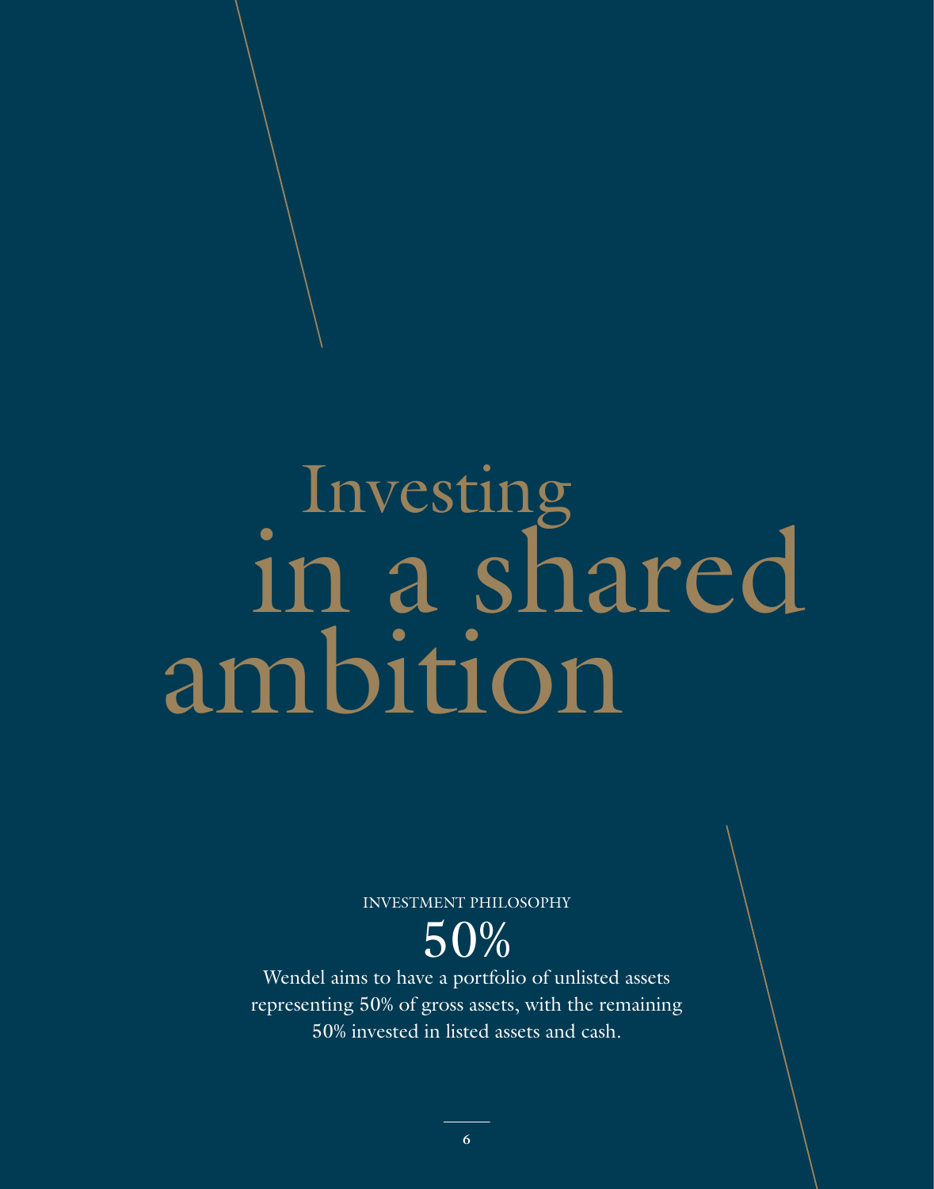# Investing in a shared ambition

INVESTMENT PHILOSOPHY

## 50%

Wendel aims to have a portfolio of unlisted assets representing 50% of gross assets, with the remaining 50% invested in listed assets and cash.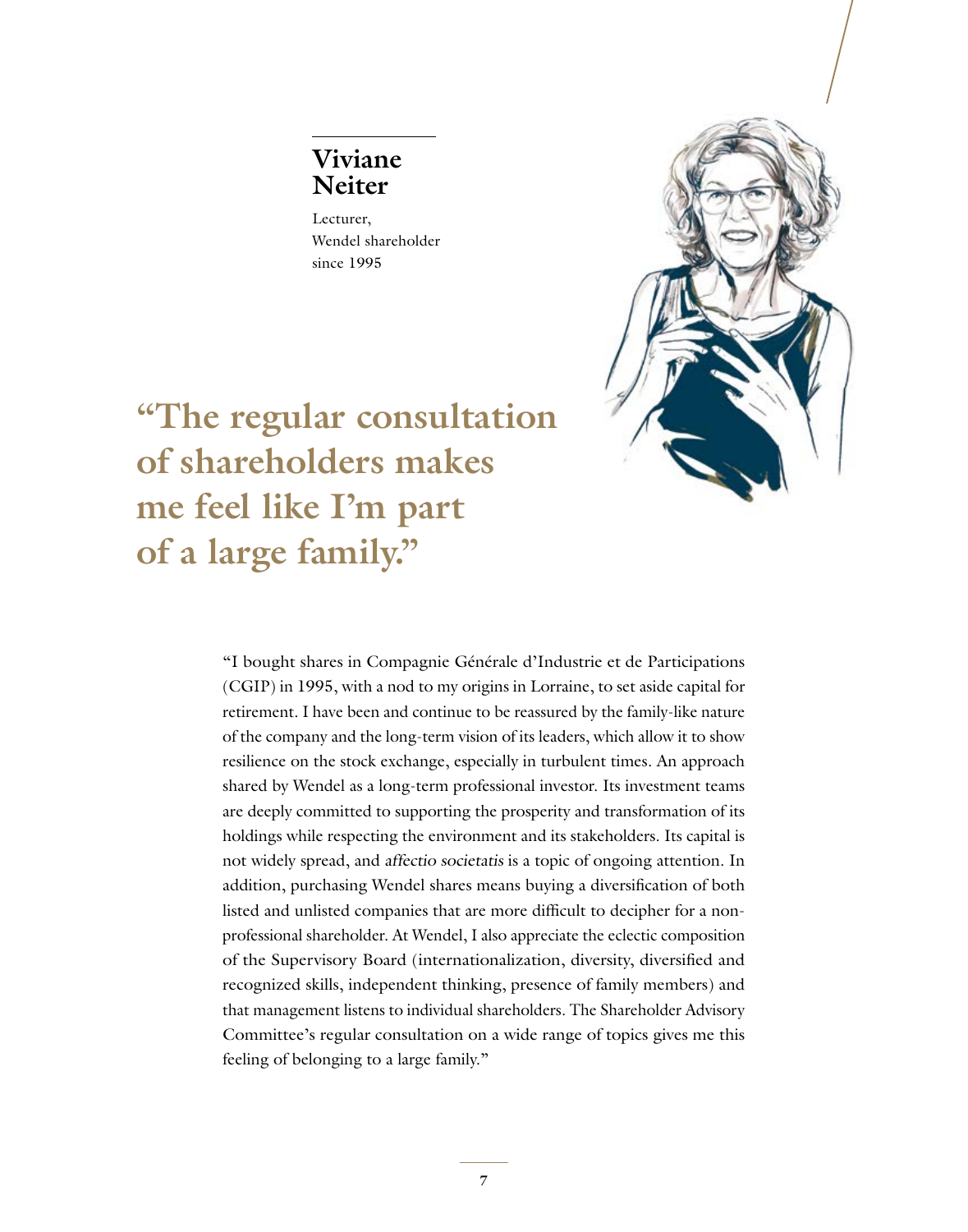## Viviane Neiter

Lecturer,
Wendel shareholder
since 1995

# "The regular consultation of shareholders makes me feel like I'm part of a large family."

"I bought shares in Compagnie Générale d'Industrie et de Participations (CGIP) in 1995, with a nod to my origins in Lorraine, to set aside capital for retirement. I have been and continue to be reassured by the family-like nature of the company and the long-term vision of its leaders, which allow it to show resilience on the stock exchange, especially in turbulent times. An approach shared by Wendel as a long-term professional investor. Its investment teams are deeply committed to supporting the prosperity and transformation of its holdings while respecting the environment and its stakeholders. Its capital is not widely spread, and *affectio societatis* is a topic of ongoing attention. In addition, purchasing Wendel shares means buying a diversification of both listed and unlisted companies that are more difficult to decipher for a non-professional shareholder. At Wendel, I also appreciate the eclectic composition of the Supervisory Board (internationalization, diversity, diversified and recognized skills, independent thinking, presence of family members) and that management listens to individual shareholders. The Shareholder Advisory Committee's regular consultation on a wide range of topics gives me this feeling of belonging to a large family."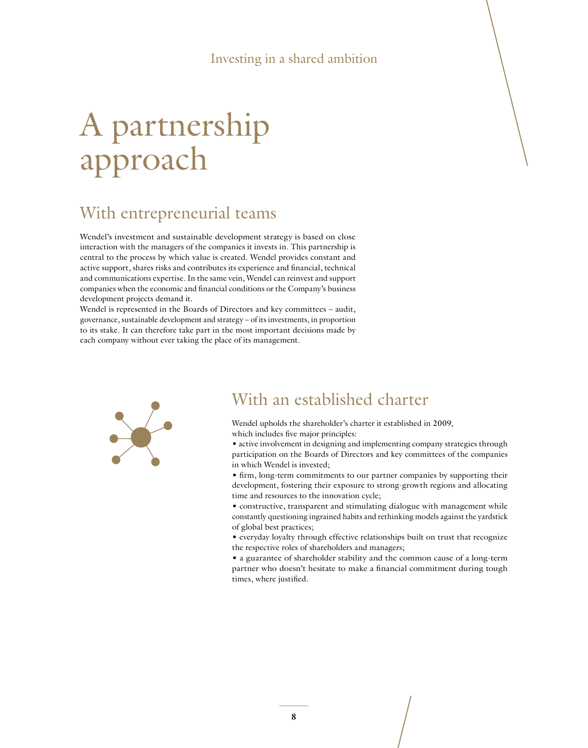Investing in a shared ambition

# A partnership approach

## With entrepreneurial teams

Wendel's investment and sustainable development strategy is based on close interaction with the managers of the companies it invests in. This partnership is central to the process by which value is created. Wendel provides constant and active support, shares risks and contributes its experience and financial, technical and communications expertise. In the same vein, Wendel can reinvest and support companies when the economic and financial conditions or the Company's business development projects demand it.

Wendel is represented in the Boards of Directors and key committees – audit, governance, sustainable development and strategy – of its investments, in proportion to its stake. It can therefore take part in the most important decisions made by each company without ever taking the place of its management.

## With an established charter

Wendel upholds the shareholder's charter it established in 2009, which includes five major principles:

- active involvement in designing and implementing company strategies through participation on the Boards of Directors and key committees of the companies in which Wendel is invested;
- firm, long-term commitments to our partner companies by supporting their development, fostering their exposure to strong-growth regions and allocating time and resources to the innovation cycle;
- constructive, transparent and stimulating dialogue with management while constantly questioning ingrained habits and rethinking models against the yardstick of global best practices;
- everyday loyalty through effective relationships built on trust that recognize the respective roles of shareholders and managers;
- a guarantee of shareholder stability and the common cause of a long-term partner who doesn't hesitate to make a financial commitment during tough times, where justified.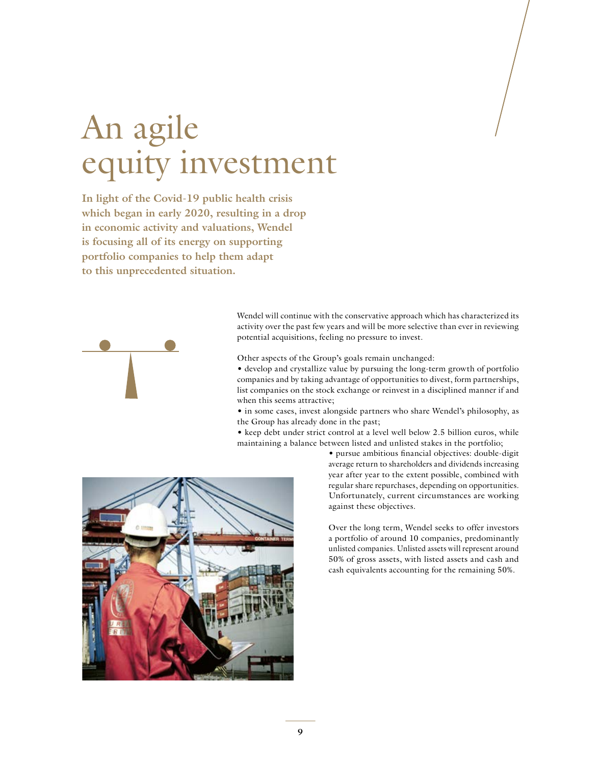# An agile equity investment

**In light of the Covid-19 public health crisis which began in early 2020, resulting in a drop in economic activity and valuations, Wendel is focusing all of its energy on supporting portfolio companies to help them adapt to this unprecedented situation.**

Wendel will continue with the conservative approach which has characterized its activity over the past few years and will be more selective than ever in reviewing potential acquisitions, feeling no pressure to invest.

Other aspects of the Group's goals remain unchanged:

- develop and crystallize value by pursuing the long-term growth of portfolio companies and by taking advantage of opportunities to divest, form partnerships, list companies on the stock exchange or reinvest in a disciplined manner if and when this seems attractive;
- in some cases, invest alongside partners who share Wendel's philosophy, as the Group has already done in the past;
- keep debt under strict control at a level well below 2.5 billion euros, while maintaining a balance between listed and unlisted stakes in the portfolio;
- pursue ambitious financial objectives: double-digit average return to shareholders and dividends increasing year after year to the extent possible, combined with regular share repurchases, depending on opportunities. Unfortunately, current circumstances are working against these objectives.

Over the long term, Wendel seeks to offer investors a portfolio of around 10 companies, predominantly unlisted companies. Unlisted assets will represent around 50% of gross assets, with listed assets and cash and cash equivalents accounting for the remaining 50%.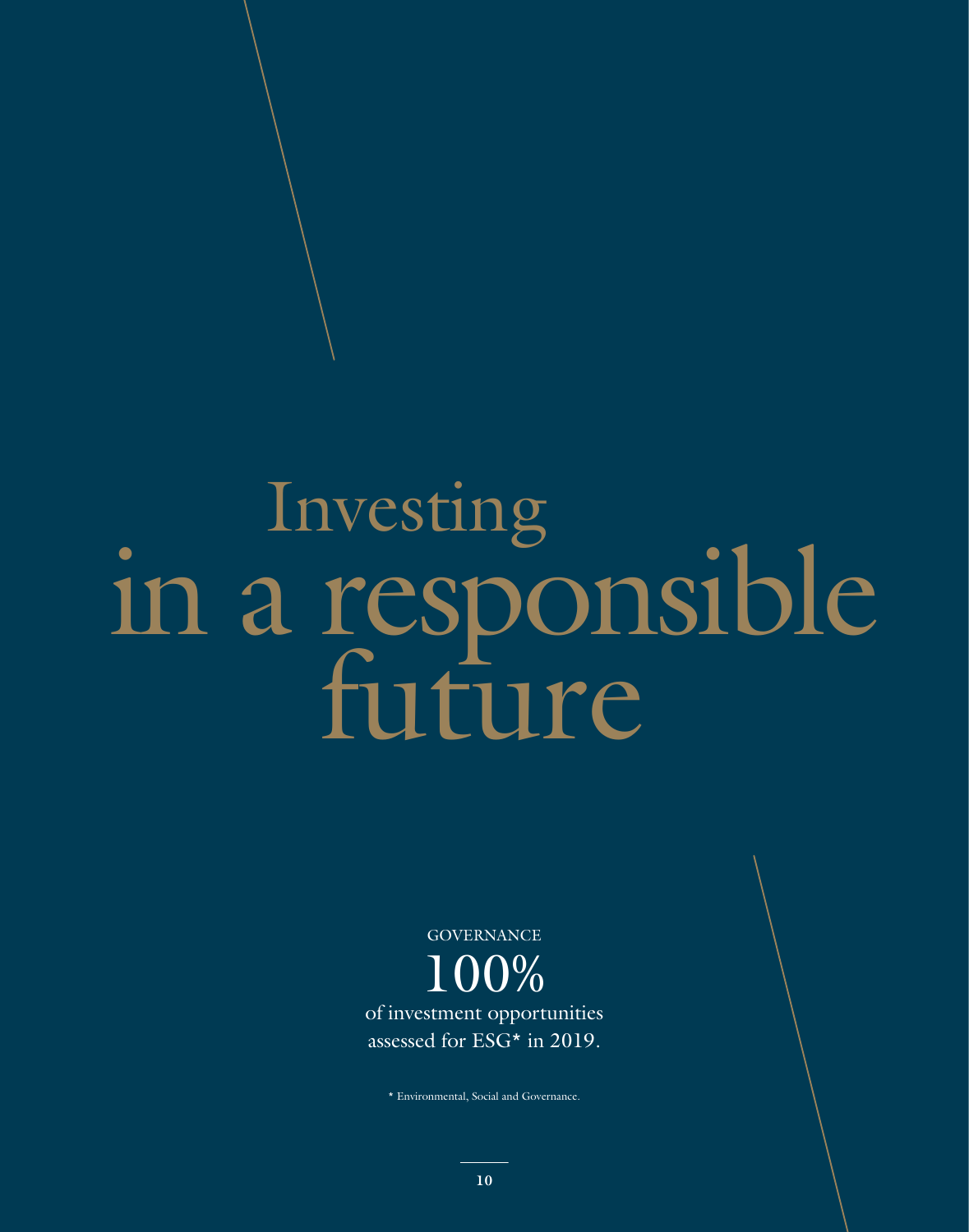# Investing in a responsible future

GOVERNANCE

**100%**

of investment opportunities assessed for ESG* in 2019.

\* Environmental, Social and Governance.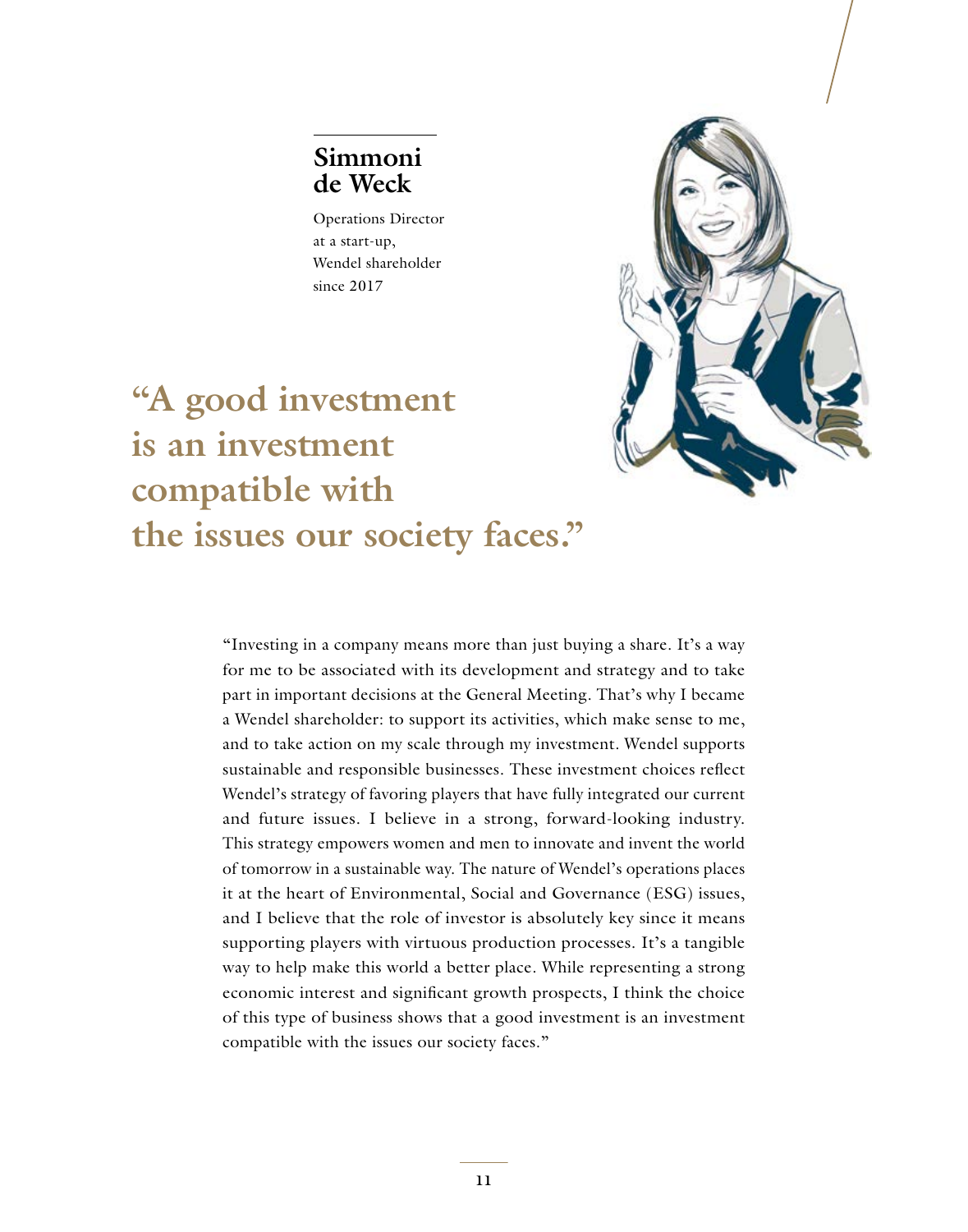## Simmoni de Weck

Operations Director at a start-up, Wendel shareholder since 2017

# “A good investment is an investment compatible with the issues our society faces.”

“Investing in a company means more than just buying a share. It’s a way for me to be associated with its development and strategy and to take part in important decisions at the General Meeting. That’s why I became a Wendel shareholder: to support its activities, which make sense to me, and to take action on my scale through my investment. Wendel supports sustainable and responsible businesses. These investment choices reflect Wendel’s strategy of favoring players that have fully integrated our current and future issues. I believe in a strong, forward-looking industry. This strategy empowers women and men to innovate and invent the world of tomorrow in a sustainable way. The nature of Wendel’s operations places it at the heart of Environmental, Social and Governance (ESG) issues, and I believe that the role of investor is absolutely key since it means supporting players with virtuous production processes. It’s a tangible way to help make this world a better place. While representing a strong economic interest and significant growth prospects, I think the choice of this type of business shows that a good investment is an investment compatible with the issues our society faces.”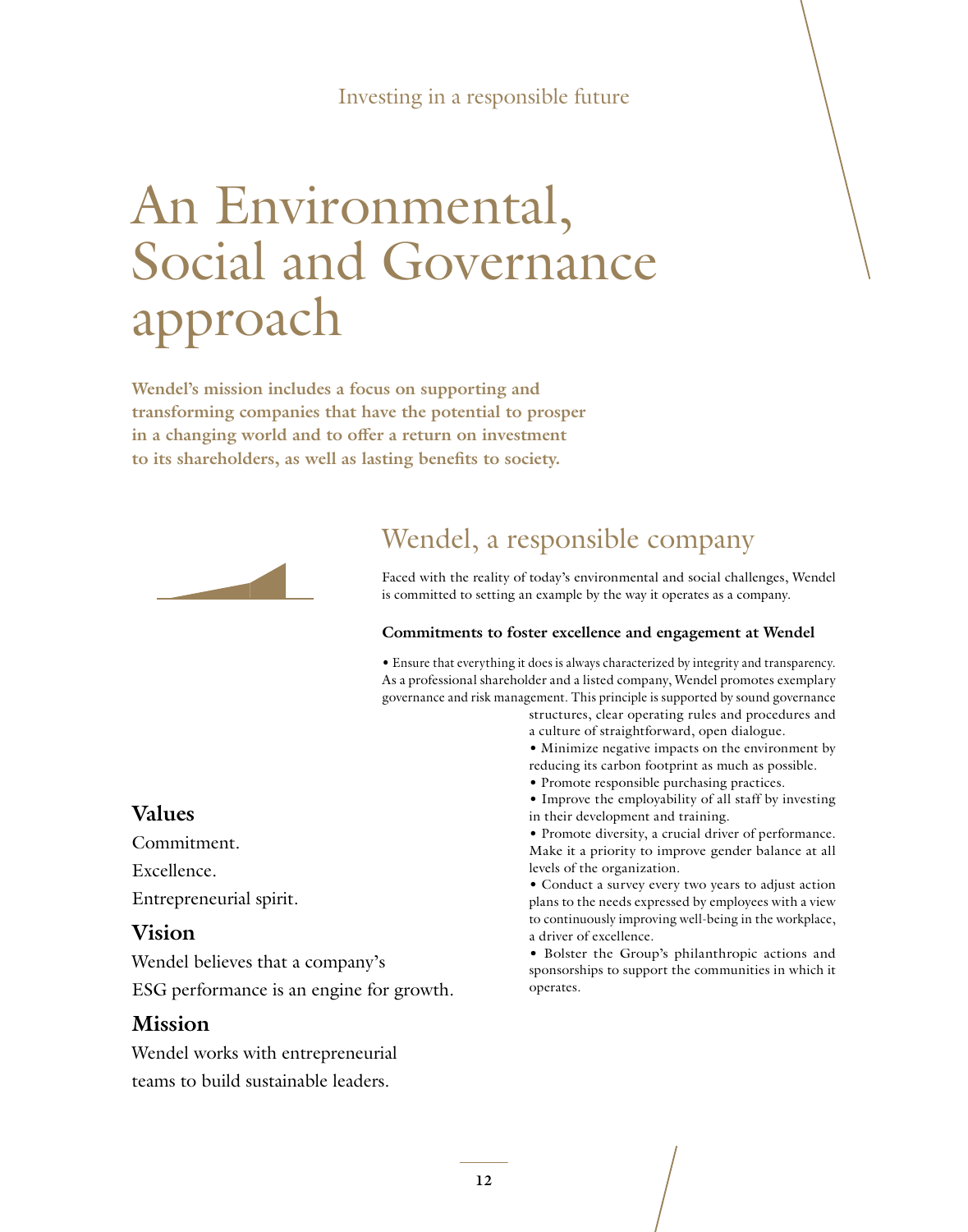Investing in a responsible future

# An Environmental, Social and Governance approach

**Wendel's mission includes a focus on supporting and transforming companies that have the potential to prosper in a changing world and to offer a return on investment to its shareholders, as well as lasting benefits to society.**

## Wendel, a responsible company

Faced with the reality of today's environmental and social challenges, Wendel is committed to setting an example by the way it operates as a company.

**Commitments to foster excellence and engagement at Wendel**

- Ensure that everything it does is always characterized by integrity and transparency. As a professional shareholder and a listed company, Wendel promotes exemplary governance and risk management. This principle is supported by sound governance structures, clear operating rules and procedures and a culture of straightforward, open dialogue.
- Minimize negative impacts on the environment by reducing its carbon footprint as much as possible.
- Promote responsible purchasing practices.
- Improve the employability of all staff by investing in their development and training.
- Promote diversity, a crucial driver of performance. Make it a priority to improve gender balance at all levels of the organization.
- Conduct a survey every two years to adjust action plans to the needs expressed by employees with a view to continuously improving well-being in the workplace, a driver of excellence.
- Bolster the Group's philanthropic actions and sponsorships to support the communities in which it operates.

### Values

Commitment.

Excellence.

Entrepreneurial spirit.

### Vision

Wendel believes that a company's ESG performance is an engine for growth.

### Mission

Wendel works with entrepreneurial teams to build sustainable leaders.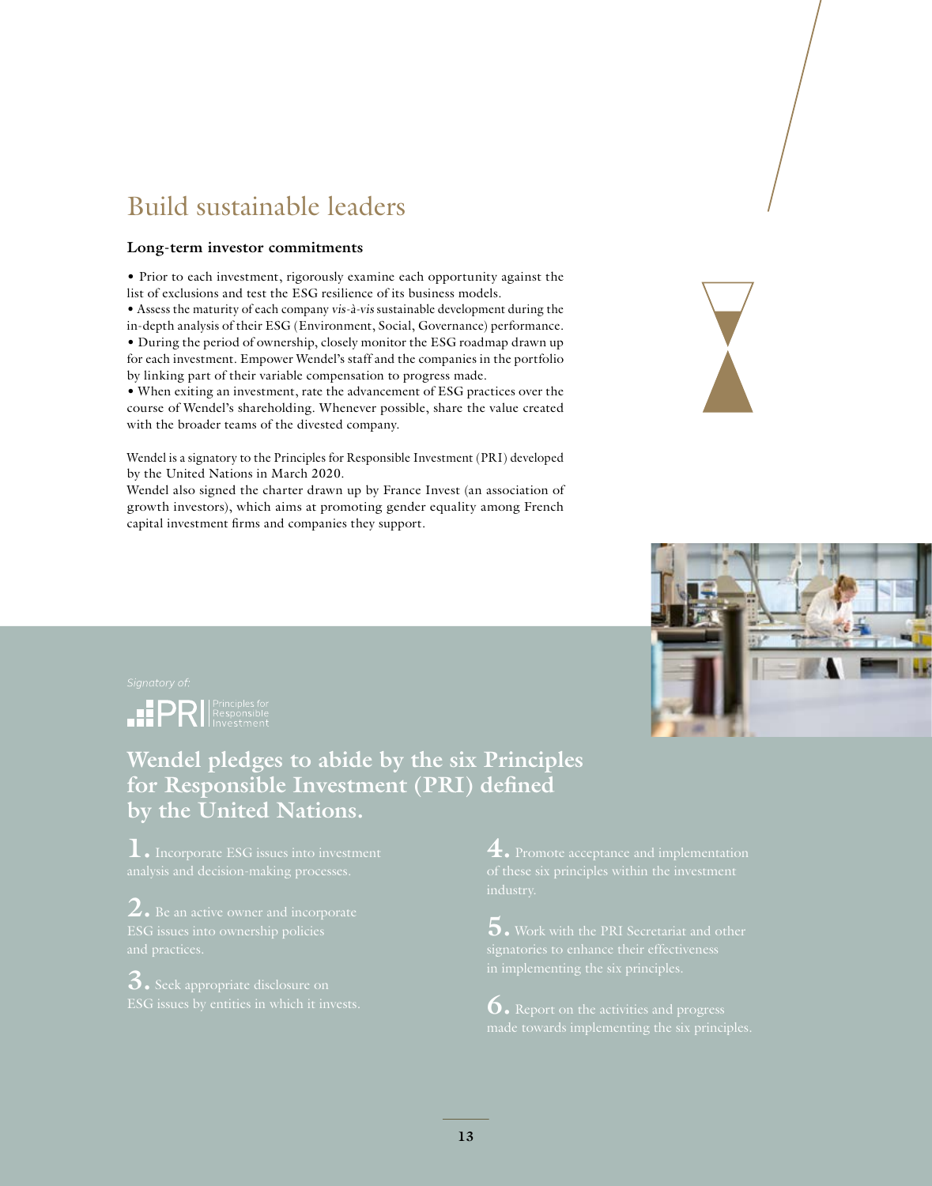# Build sustainable leaders

**Long-term investor commitments**

- Prior to each investment, rigorously examine each opportunity against the list of exclusions and test the ESG resilience of its business models.
- Assess the maturity of each company *vis-à-vis* sustainable development during the in-depth analysis of their ESG (Environment, Social, Governance) performance.
- During the period of ownership, closely monitor the ESG roadmap drawn up for each investment. Empower Wendel's staff and the companies in the portfolio by linking part of their variable compensation to progress made.
- When exiting an investment, rate the advancement of ESG practices over the course of Wendel's shareholding. Whenever possible, share the value created with the broader teams of the divested company.

Wendel is a signatory to the Principles for Responsible Investment (PRI) developed by the United Nations in March 2020.
Wendel also signed the charter drawn up by France Invest (an association of growth investors), which aims at promoting gender equality among French capital investment firms and companies they support.

*Signatory of:*

PRI Principles for Responsible Investment

## Wendel pledges to abide by the six Principles for Responsible Investment (PRI) defined by the United Nations.

**1.** Incorporate ESG issues into investment analysis and decision-making processes.

**2.** Be an active owner and incorporate ESG issues into ownership policies and practices.

**3.** Seek appropriate disclosure on ESG issues by entities in which it invests.

**4.** Promote acceptance and implementation of these six principles within the investment industry.

**5.** Work with the PRI Secretariat and other signatories to enhance their effectiveness in implementing the six principles.

**6.** Report on the activities and progress made towards implementing the six principles.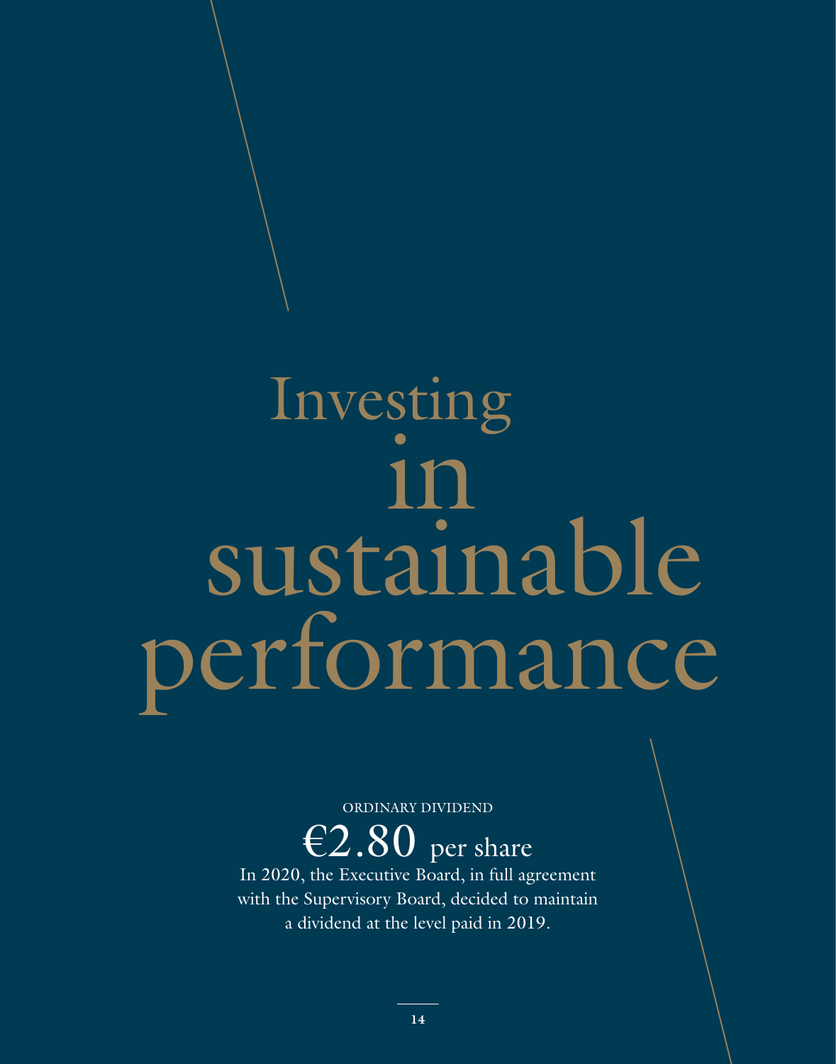# Investing in sustainable performance

ORDINARY DIVIDEND

**€2.80** per share

In 2020, the Executive Board, in full agreement with the Supervisory Board, decided to maintain a dividend at the level paid in 2019.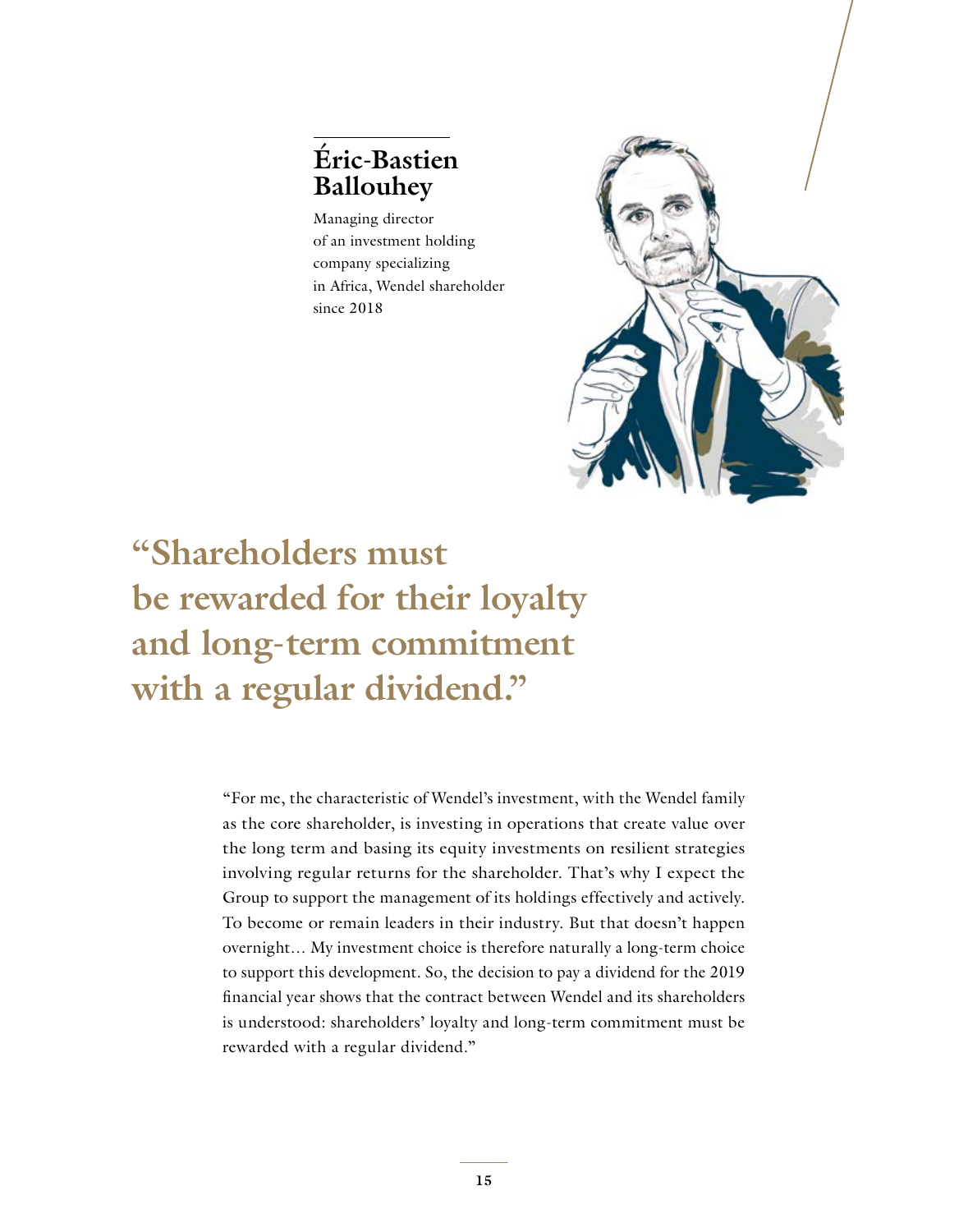## Éric-Bastien Ballouhey

Managing director of an investment holding company specializing in Africa, Wendel shareholder since 2018

# "Shareholders must be rewarded for their loyalty and long-term commitment with a regular dividend."

"For me, the characteristic of Wendel's investment, with the Wendel family as the core shareholder, is investing in operations that create value over the long term and basing its equity investments on resilient strategies involving regular returns for the shareholder. That's why I expect the Group to support the management of its holdings effectively and actively. To become or remain leaders in their industry. But that doesn't happen overnight… My investment choice is therefore naturally a long-term choice to support this development. So, the decision to pay a dividend for the 2019 financial year shows that the contract between Wendel and its shareholders is understood: shareholders' loyalty and long-term commitment must be rewarded with a regular dividend."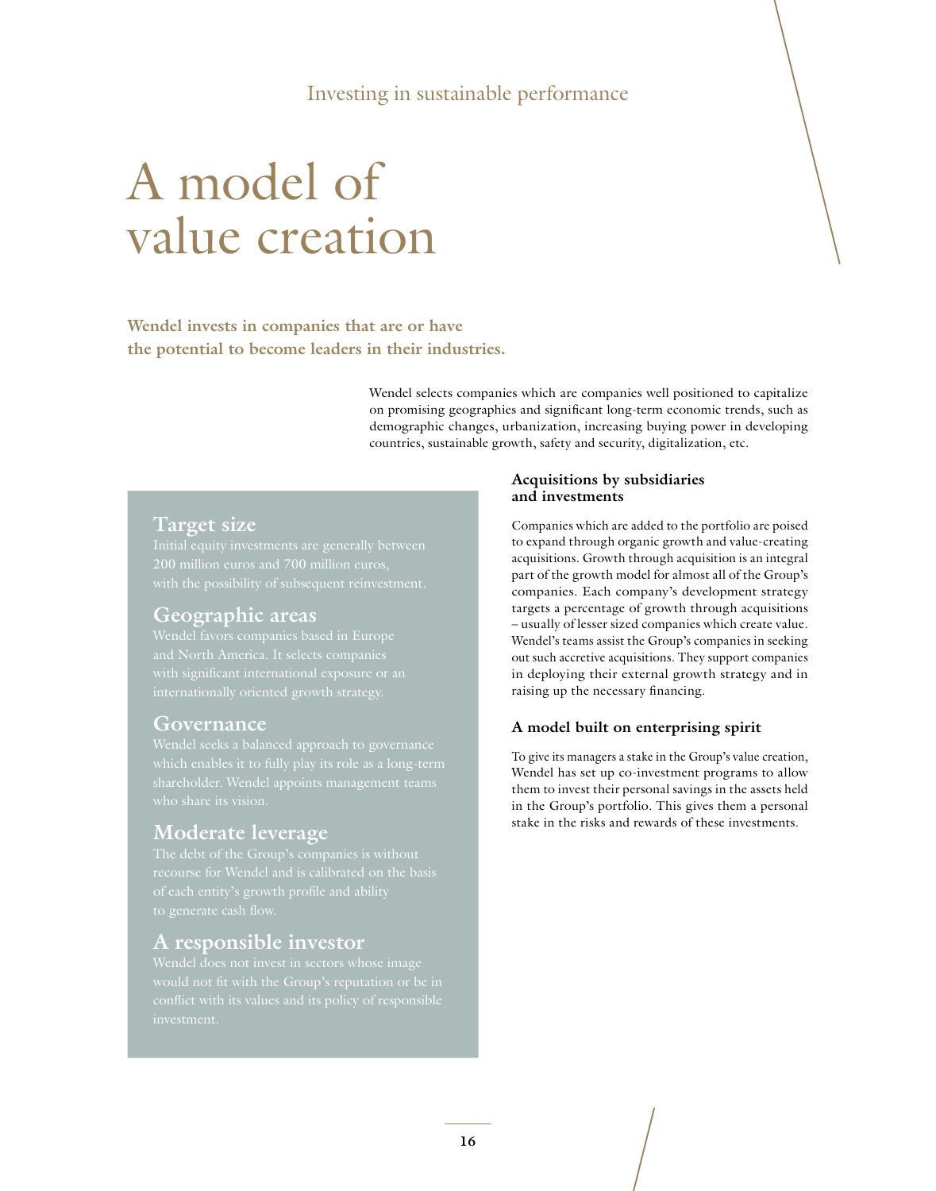Investing in sustainable performance

# A model of value creation

**Wendel invests in companies that are or have the potential to become leaders in their industries.**

Wendel selects companies which are companies well positioned to capitalize on promising geographies and significant long-term economic trends, such as demographic changes, urbanization, increasing buying power in developing countries, sustainable growth, safety and security, digitalization, etc.

## Target size

Initial equity investments are generally between 200 million euros and 700 million euros, with the possibility of subsequent reinvestment.

## Geographic areas

Wendel favors companies based in Europe and North America. It selects companies with significant international exposure or an internationally oriented growth strategy.

## Governance

Wendel seeks a balanced approach to governance which enables it to fully play its role as a long-term shareholder. Wendel appoints management teams who share its vision.

## Moderate leverage

The debt of the Group's companies is without recourse for Wendel and is calibrated on the basis of each entity's growth profile and ability to generate cash flow.

## A responsible investor

Wendel does not invest in sectors whose image would not fit with the Group's reputation or be in conflict with its values and its policy of responsible investment.

### Acquisitions by subsidiaries and investments

Companies which are added to the portfolio are poised to expand through organic growth and value-creating acquisitions. Growth through acquisition is an integral part of the growth model for almost all of the Group's companies. Each company's development strategy targets a percentage of growth through acquisitions – usually of lesser sized companies which create value. Wendel's teams assist the Group's companies in seeking out such accretive acquisitions. They support companies in deploying their external growth strategy and in raising up the necessary financing.

### A model built on enterprising spirit

To give its managers a stake in the Group's value creation, Wendel has set up co-investment programs to allow them to invest their personal savings in the assets held in the Group's portfolio. This gives them a personal stake in the risks and rewards of these investments.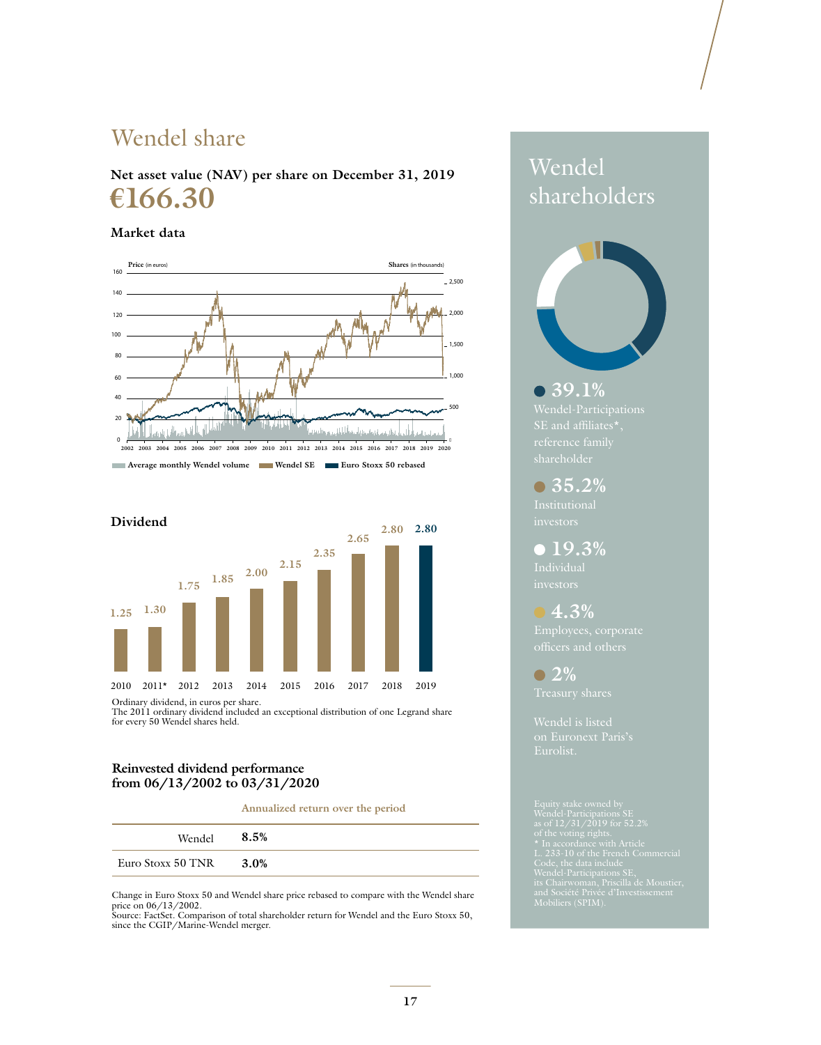# Wendel share

**Net asset value (NAV) per share on December 31, 2019**

**€166.30**

### Market data

Average monthly Wendel volume | Wendel SE | Euro Stoxx 50 rebased

### Dividend

| 2010 | 2011* | 2012 | 2013 | 2014 | 2015 | 2016 | 2017 | 2018 | 2019 |
|---|---|---|---|---|---|---|---|---|---|
| 1.25 | 1.30 | 1.75 | 1.85 | 2.00 | 2.15 | 2.35 | 2.65 | 2.80 | 2.80 |

Ordinary dividend, in euros per share.
The 2011 ordinary dividend included an exceptional distribution of one Legrand share for every 50 Wendel shares held.

### Reinvested dividend performance from 06/13/2002 to 03/31/2020

| | Annualized return over the period |
|---|---|
| Wendel | **8.5%** |
| Euro Stoxx 50 TNR | **3.0%** |

Change in Euro Stoxx 50 and Wendel share price rebased to compare with the Wendel share price on 06/13/2002.
Source: FactSet. Comparison of total shareholder return for Wendel and the Euro Stoxx 50, since the CGIP/Marine-Wendel merger.

## Wendel shareholders

- **39.1%** Wendel-Participations SE and affiliates*, reference family shareholder
- **35.2%** Institutional investors
- **19.3%** Individual investors
- **4.3%** Employees, corporate officers and others
- **2%** Treasury shares

Wendel is listed on Euronext Paris's Eurolist.

Equity stake owned by Wendel-Participations SE as of 12/31/2019 for 52.2% of the voting rights.
* In accordance with Article L. 233-10 of the French Commercial Code, the data include Wendel-Participations SE, its Chairwoman, Priscilla de Moustier, and Société Privée d'Investissement Mobiliers (SPIM).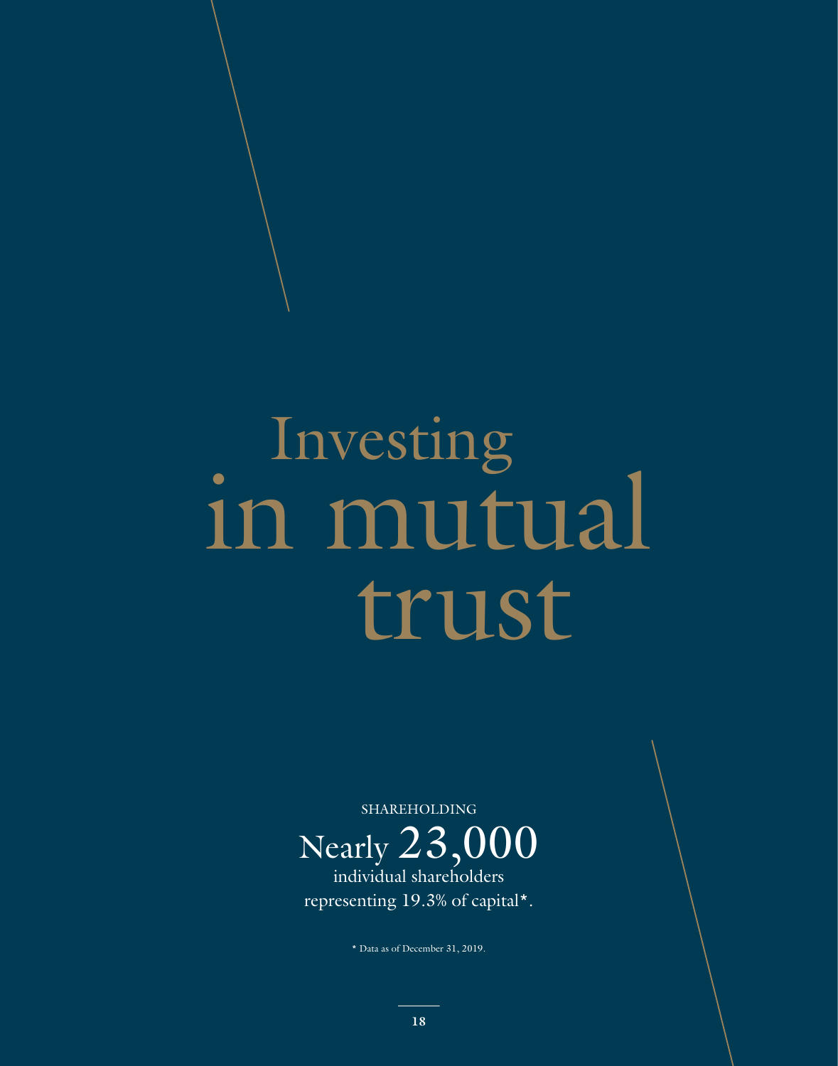# Investing in mutual trust

SHAREHOLDING

Nearly 23,000 individual shareholders representing 19.3% of capital*.

* Data as of December 31, 2019.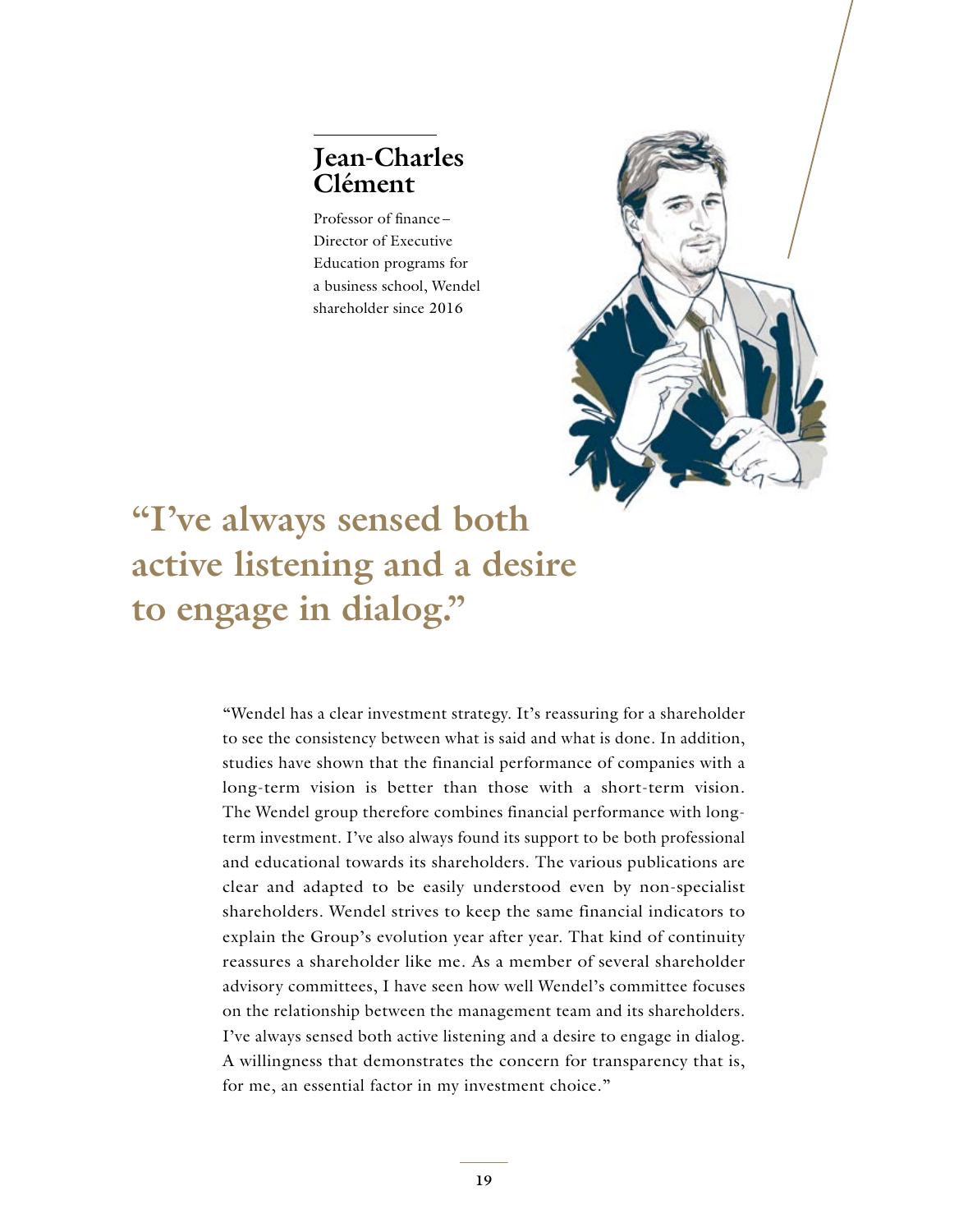## Jean-Charles Clément

Professor of finance – Director of Executive Education programs for a business school, Wendel shareholder since 2016

# "I've always sensed both active listening and a desire to engage in dialog."

"Wendel has a clear investment strategy. It's reassuring for a shareholder to see the consistency between what is said and what is done. In addition, studies have shown that the financial performance of companies with a long-term vision is better than those with a short-term vision. The Wendel group therefore combines financial performance with long-term investment. I've also always found its support to be both professional and educational towards its shareholders. The various publications are clear and adapted to be easily understood even by non-specialist shareholders. Wendel strives to keep the same financial indicators to explain the Group's evolution year after year. That kind of continuity reassures a shareholder like me. As a member of several shareholder advisory committees, I have seen how well Wendel's committee focuses on the relationship between the management team and its shareholders. I've always sensed both active listening and a desire to engage in dialog. A willingness that demonstrates the concern for transparency that is, for me, an essential factor in my investment choice."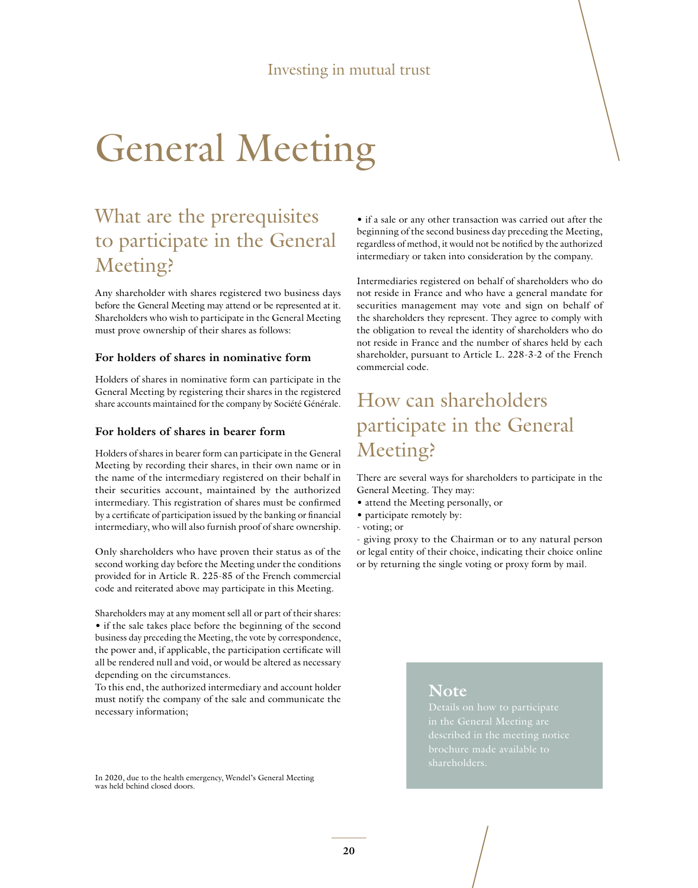# General Meeting

## What are the prerequisites to participate in the General Meeting?

Any shareholder with shares registered two business days before the General Meeting may attend or be represented at it. Shareholders who wish to participate in the General Meeting must prove ownership of their shares as follows:

### For holders of shares in nominative form

Holders of shares in nominative form can participate in the General Meeting by registering their shares in the registered share accounts maintained for the company by Société Générale.

### For holders of shares in bearer form

Holders of shares in bearer form can participate in the General Meeting by recording their shares, in their own name or in the name of the intermediary registered on their behalf in their securities account, maintained by the authorized intermediary. This registration of shares must be confirmed by a certificate of participation issued by the banking or financial intermediary, who will also furnish proof of share ownership.

Only shareholders who have proven their status as of the second working day before the Meeting under the conditions provided for in Article R. 225-85 of the French commercial code and reiterated above may participate in this Meeting.

Shareholders may at any moment sell all or part of their shares:

- if the sale takes place before the beginning of the second business day preceding the Meeting, the vote by correspondence, the power and, if applicable, the participation certificate will all be rendered null and void, or would be altered as necessary depending on the circumstances.  
To this end, the authorized intermediary and account holder must notify the company of the sale and communicate the necessary information;
- if a sale or any other transaction was carried out after the beginning of the second business day preceding the Meeting, regardless of method, it would not be notified by the authorized intermediary or taken into consideration by the company.

Intermediaries registered on behalf of shareholders who do not reside in France and who have a general mandate for securities management may vote and sign on behalf of the shareholders they represent. They agree to comply with the obligation to reveal the identity of shareholders who do not reside in France and the number of shares held by each shareholder, pursuant to Article L. 228-3-2 of the French commercial code.

## How can shareholders participate in the General Meeting?

There are several ways for shareholders to participate in the General Meeting. They may:

- attend the Meeting personally, or
- participate remotely by:
  - voting; or
  - giving proxy to the Chairman or to any natural person or legal entity of their choice, indicating their choice online or by returning the single voting or proxy form by mail.

> **Note**
>
> Details on how to participate in the General Meeting are described in the meeting notice brochure made available to shareholders.

In 2020, due to the health emergency, Wendel's General Meeting was held behind closed doors.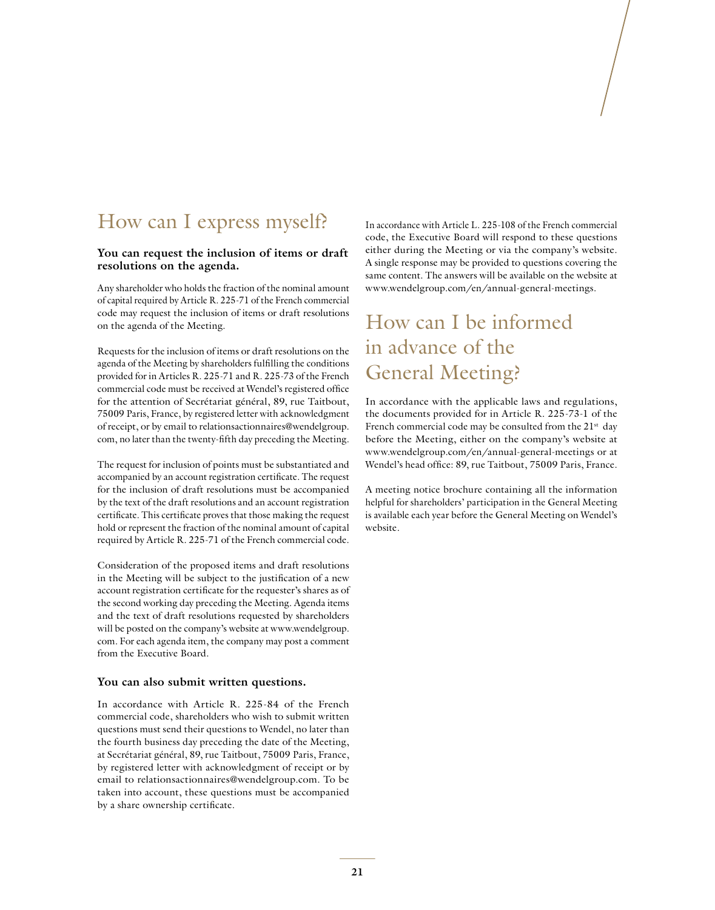# How can I express myself?

### You can request the inclusion of items or draft resolutions on the agenda.

Any shareholder who holds the fraction of the nominal amount of capital required by Article R. 225-71 of the French commercial code may request the inclusion of items or draft resolutions on the agenda of the Meeting.

Requests for the inclusion of items or draft resolutions on the agenda of the Meeting by shareholders fulfilling the conditions provided for in Articles R. 225-71 and R. 225-73 of the French commercial code must be received at Wendel's registered office for the attention of Secrétariat général, 89, rue Taitbout, 75009 Paris, France, by registered letter with acknowledgment of receipt, or by email to relationsactionnaires@wendelgroup.com, no later than the twenty-fifth day preceding the Meeting.

The request for inclusion of points must be substantiated and accompanied by an account registration certificate. The request for the inclusion of draft resolutions must be accompanied by the text of the draft resolutions and an account registration certificate. This certificate proves that those making the request hold or represent the fraction of the nominal amount of capital required by Article R. 225-71 of the French commercial code.

Consideration of the proposed items and draft resolutions in the Meeting will be subject to the justification of a new account registration certificate for the requester's shares as of the second working day preceding the Meeting. Agenda items and the text of draft resolutions requested by shareholders will be posted on the company's website at www.wendelgroup.com. For each agenda item, the company may post a comment from the Executive Board.

### You can also submit written questions.

In accordance with Article R. 225-84 of the French commercial code, shareholders who wish to submit written questions must send their questions to Wendel, no later than the fourth business day preceding the date of the Meeting, at Secrétariat général, 89, rue Taitbout, 75009 Paris, France, by registered letter with acknowledgment of receipt or by email to relationsactionnaires@wendelgroup.com. To be taken into account, these questions must be accompanied by a share ownership certificate.

In accordance with Article L. 225-108 of the French commercial code, the Executive Board will respond to these questions either during the Meeting or via the company's website. A single response may be provided to questions covering the same content. The answers will be available on the website at www.wendelgroup.com/en/annual-general-meetings.

# How can I be informed in advance of the General Meeting?

In accordance with the applicable laws and regulations, the documents provided for in Article R. 225-73-1 of the French commercial code may be consulted from the 21st day before the Meeting, either on the company's website at www.wendelgroup.com/en/annual-general-meetings or at Wendel's head office: 89, rue Taitbout, 75009 Paris, France.

A meeting notice brochure containing all the information helpful for shareholders' participation in the General Meeting is available each year before the General Meeting on Wendel's website.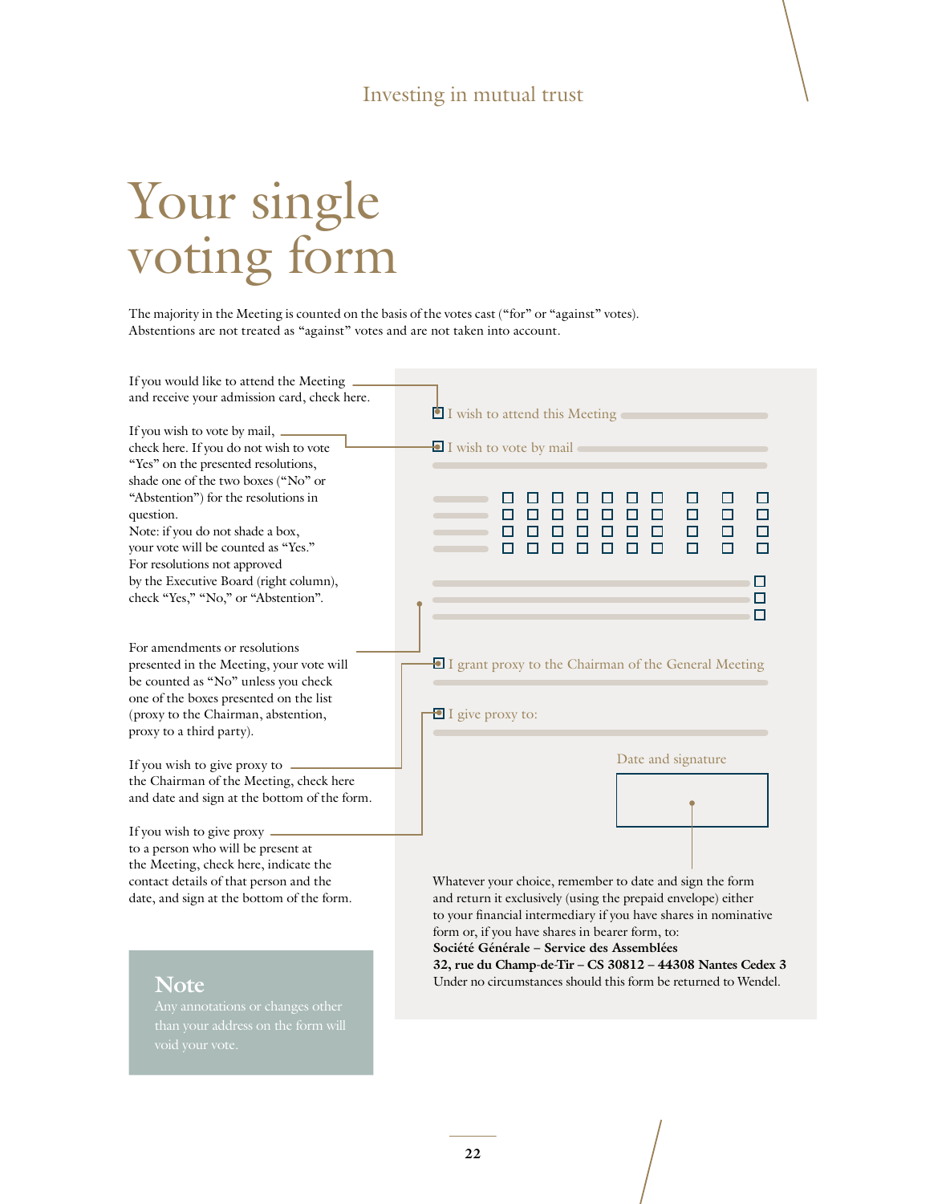# Your single voting form

The majority in the Meeting is counted on the basis of the votes cast ("for" or "against" votes). Abstentions are not treated as "against" votes and are not taken into account.

If you would like to attend the Meeting and receive your admission card, check here.

If you wish to vote by mail, check here. If you do not wish to vote "Yes" on the presented resolutions, shade one of the two boxes ("No" or "Abstention") for the resolutions in question.
Note: if you do not shade a box, your vote will be counted as "Yes."
For resolutions not approved by the Executive Board (right column), check "Yes," "No," or "Abstention".

For amendments or resolutions presented in the Meeting, your vote will be counted as "No" unless you check one of the boxes presented on the list (proxy to the Chairman, abstention, proxy to a third party).

If you wish to give proxy to the Chairman of the Meeting, check here and date and sign at the bottom of the form.

If you wish to give proxy to a person who will be present at the Meeting, check here, indicate the contact details of that person and the date, and sign at the bottom of the form.

I wish to attend this Meeting

I wish to vote by mail

I grant proxy to the Chairman of the General Meeting

I give proxy to:

Date and signature

Whatever your choice, remember to date and sign the form and return it exclusively (using the prepaid envelope) either to your financial intermediary if you have shares in nominative form or, if you have shares in bearer form, to:
**Société Générale – Service des Assemblées**
**32, rue du Champ-de-Tir – CS 30812 – 44308 Nantes Cedex 3**
Under no circumstances should this form be returned to Wendel.

## Note

Any annotations or changes other than your address on the form will void your vote.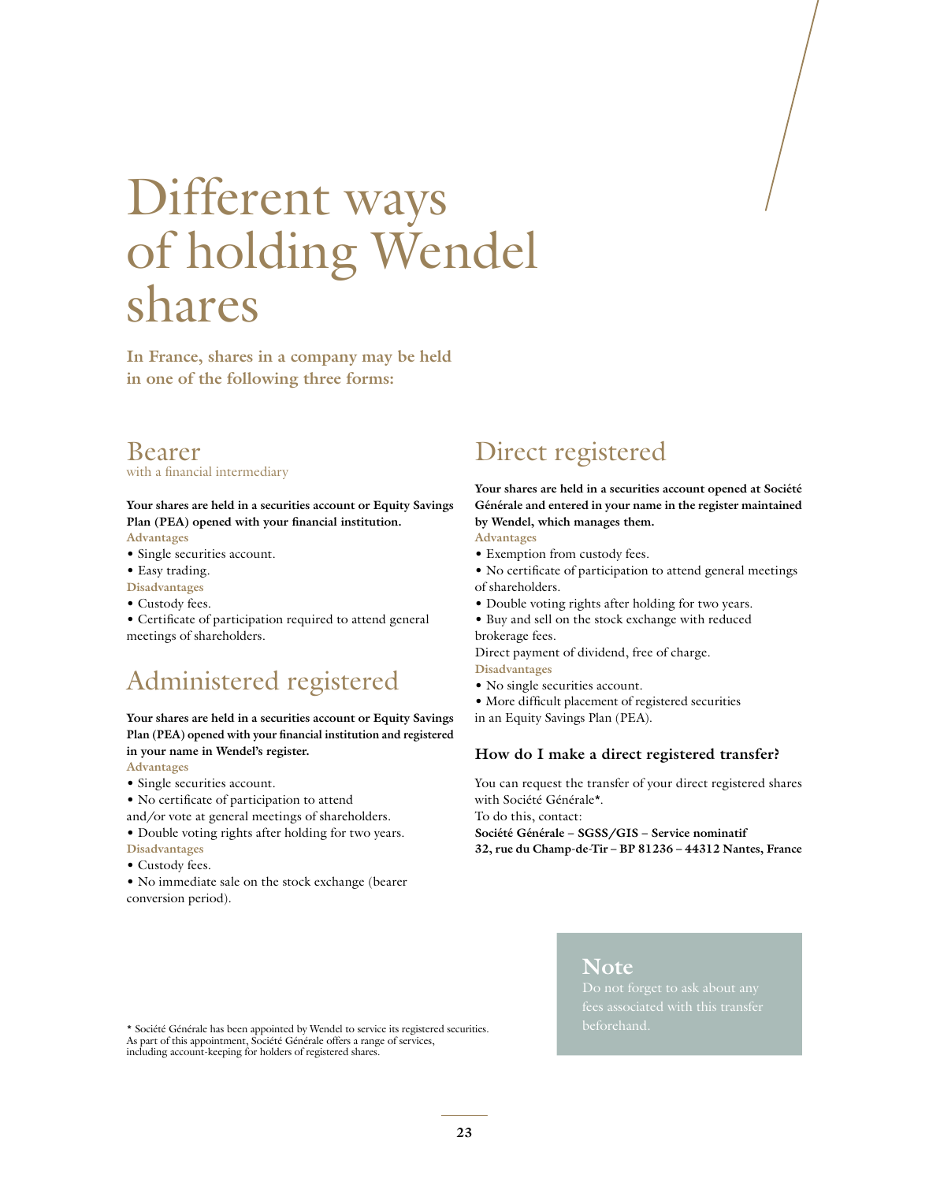# Different ways of holding Wendel shares

**In France, shares in a company may be held in one of the following three forms:**

## Bearer

with a financial intermediary

**Your shares are held in a securities account or Equity Savings Plan (PEA) opened with your financial institution.**

**Advantages**

- Single securities account.
- Easy trading.

**Disadvantages**

- Custody fees.
- Certificate of participation required to attend general meetings of shareholders.

## Administered registered

**Your shares are held in a securities account or Equity Savings Plan (PEA) opened with your financial institution and registered in your name in Wendel's register.**

**Advantages**

- Single securities account.
- No certificate of participation to attend and/or vote at general meetings of shareholders.
- Double voting rights after holding for two years.

**Disadvantages**

- Custody fees.
- No immediate sale on the stock exchange (bearer conversion period).

## Direct registered

**Your shares are held in a securities account opened at Société Générale and entered in your name in the register maintained by Wendel, which manages them.**

**Advantages**

- Exemption from custody fees.
- No certificate of participation to attend general meetings of shareholders.
- Double voting rights after holding for two years.
- Buy and sell on the stock exchange with reduced brokerage fees.

Direct payment of dividend, free of charge.

**Disadvantages**

- No single securities account.
- More difficult placement of registered securities in an Equity Savings Plan (PEA).

### How do I make a direct registered transfer?

You can request the transfer of your direct registered shares with Société Générale*.

To do this, contact:

**Société Générale – SGSS/GIS – Service nominatif**
**32, rue du Champ-de-Tir – BP 81236 – 44312 Nantes, France**

**Note**

Do not forget to ask about any fees associated with this transfer beforehand.

* Société Générale has been appointed by Wendel to service its registered securities. As part of this appointment, Société Générale offers a range of services, including account-keeping for holders of registered shares.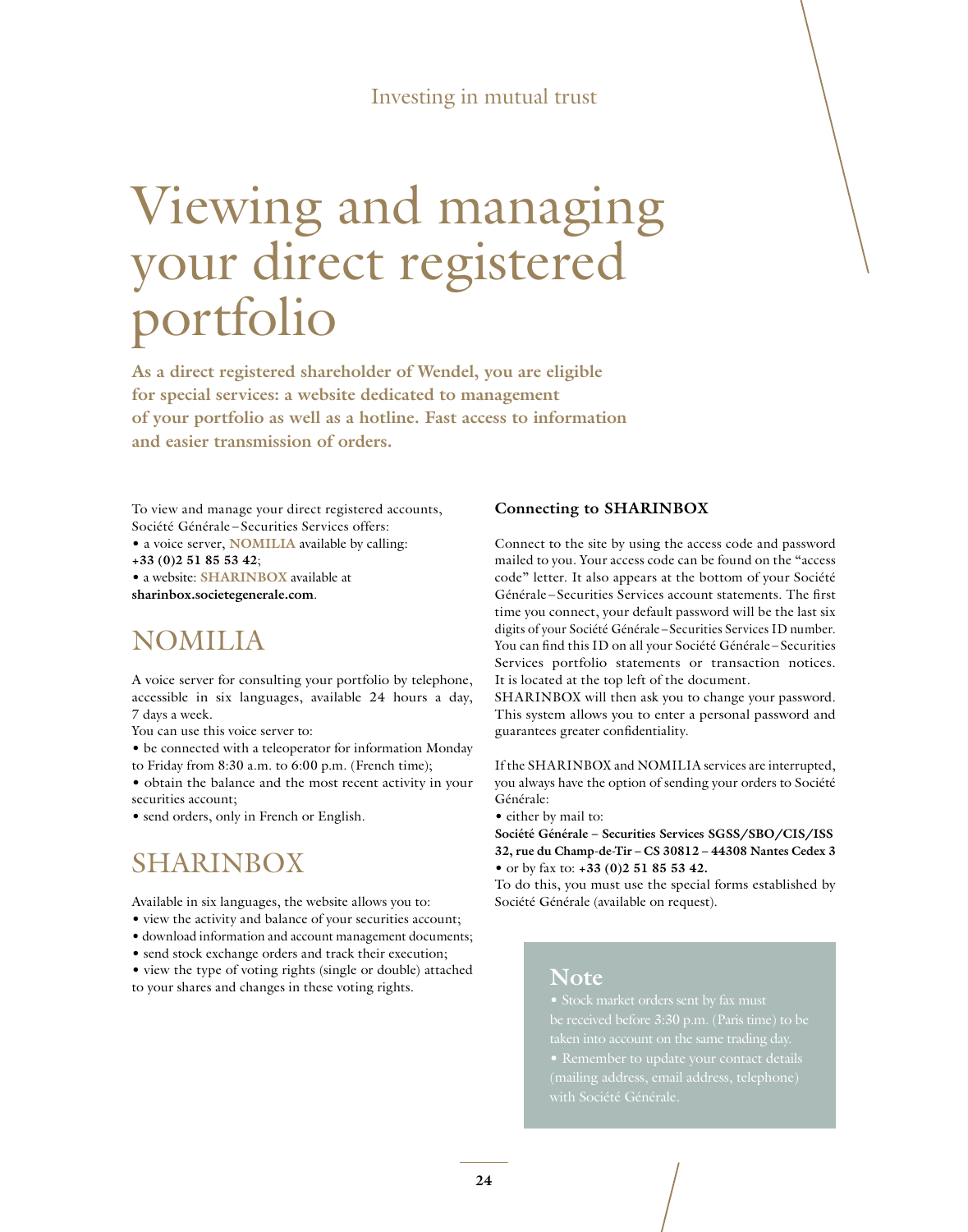# Viewing and managing your direct registered portfolio

**As a direct registered shareholder of Wendel, you are eligible for special services: a website dedicated to management of your portfolio as well as a hotline. Fast access to information and easier transmission of orders.**

To view and manage your direct registered accounts, Société Générale – Securities Services offers:

- a voice server, **NOMILIA** available by calling: **+33 (0)2 51 85 53 42**;
- a website: **SHARINBOX** available at **sharinbox.societegenerale.com**.

## NOMILIA

A voice server for consulting your portfolio by telephone, accessible in six languages, available 24 hours a day, 7 days a week.

You can use this voice server to:

- be connected with a teleoperator for information Monday to Friday from 8:30 a.m. to 6:00 p.m. (French time);
- obtain the balance and the most recent activity in your securities account;
- send orders, only in French or English.

## SHARINBOX

Available in six languages, the website allows you to:

- view the activity and balance of your securities account;
- download information and account management documents;
- send stock exchange orders and track their execution;
- view the type of voting rights (single or double) attached to your shares and changes in these voting rights.

### Connecting to SHARINBOX

Connect to the site by using the access code and password mailed to you. Your access code can be found on the "access code" letter. It also appears at the bottom of your Société Générale – Securities Services account statements. The first time you connect, your default password will be the last six digits of your Société Générale – Securities Services ID number. You can find this ID on all your Société Générale – Securities Services portfolio statements or transaction notices. It is located at the top left of the document.

SHARINBOX will then ask you to change your password. This system allows you to enter a personal password and guarantees greater confidentiality.

If the SHARINBOX and NOMILIA services are interrupted, you always have the option of sending your orders to Société Générale:

- either by mail to:

**Société Générale – Securities Services SGSS/SBO/CIS/ISS**
**32, rue du Champ-de-Tir – CS 30812 – 44308 Nantes Cedex 3**

- or by fax to: **+33 (0)2 51 85 53 42.**

To do this, you must use the special forms established by Société Générale (available on request).

### Note

- Stock market orders sent by fax must be received before 3:30 p.m. (Paris time) to be taken into account on the same trading day.
- Remember to update your contact details (mailing address, email address, telephone) with Société Générale.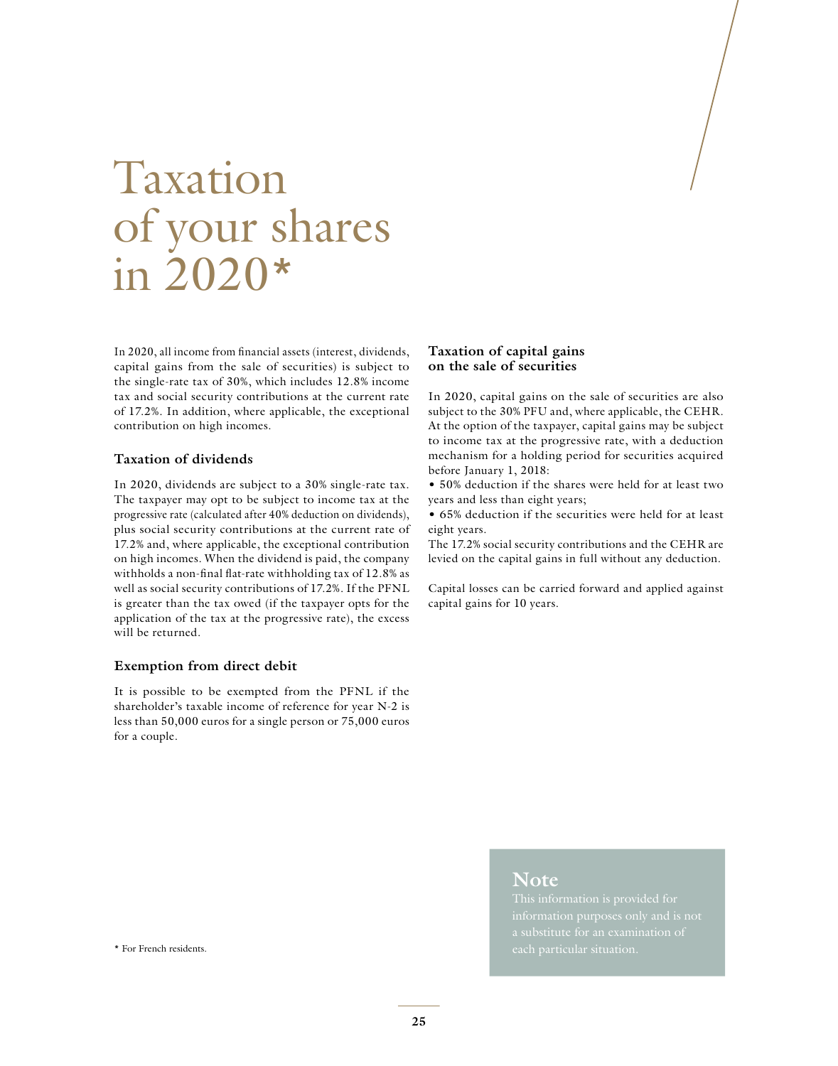# Taxation of your shares in 2020*

In 2020, all income from financial assets (interest, dividends, capital gains from the sale of securities) is subject to the single-rate tax of 30%, which includes 12.8% income tax and social security contributions at the current rate of 17.2%. In addition, where applicable, the exceptional contribution on high incomes.

## Taxation of dividends

In 2020, dividends are subject to a 30% single-rate tax. The taxpayer may opt to be subject to income tax at the progressive rate (calculated after 40% deduction on dividends), plus social security contributions at the current rate of 17.2% and, where applicable, the exceptional contribution on high incomes. When the dividend is paid, the company withholds a non-final flat-rate withholding tax of 12.8% as well as social security contributions of 17.2%. If the PFNL is greater than the tax owed (if the taxpayer opts for the application of the tax at the progressive rate), the excess will be returned.

## Exemption from direct debit

It is possible to be exempted from the PFNL if the shareholder's taxable income of reference for year N-2 is less than 50,000 euros for a single person or 75,000 euros for a couple.

## Taxation of capital gains on the sale of securities

In 2020, capital gains on the sale of securities are also subject to the 30% PFU and, where applicable, the CEHR. At the option of the taxpayer, capital gains may be subject to income tax at the progressive rate, with a deduction mechanism for a holding period for securities acquired before January 1, 2018:

- 50% deduction if the shares were held for at least two years and less than eight years;
- 65% deduction if the securities were held for at least eight years.

The 17.2% social security contributions and the CEHR are levied on the capital gains in full without any deduction.

Capital losses can be carried forward and applied against capital gains for 10 years.

**Note**
This information is provided for information purposes only and is not a substitute for an examination of each particular situation.

* For French residents.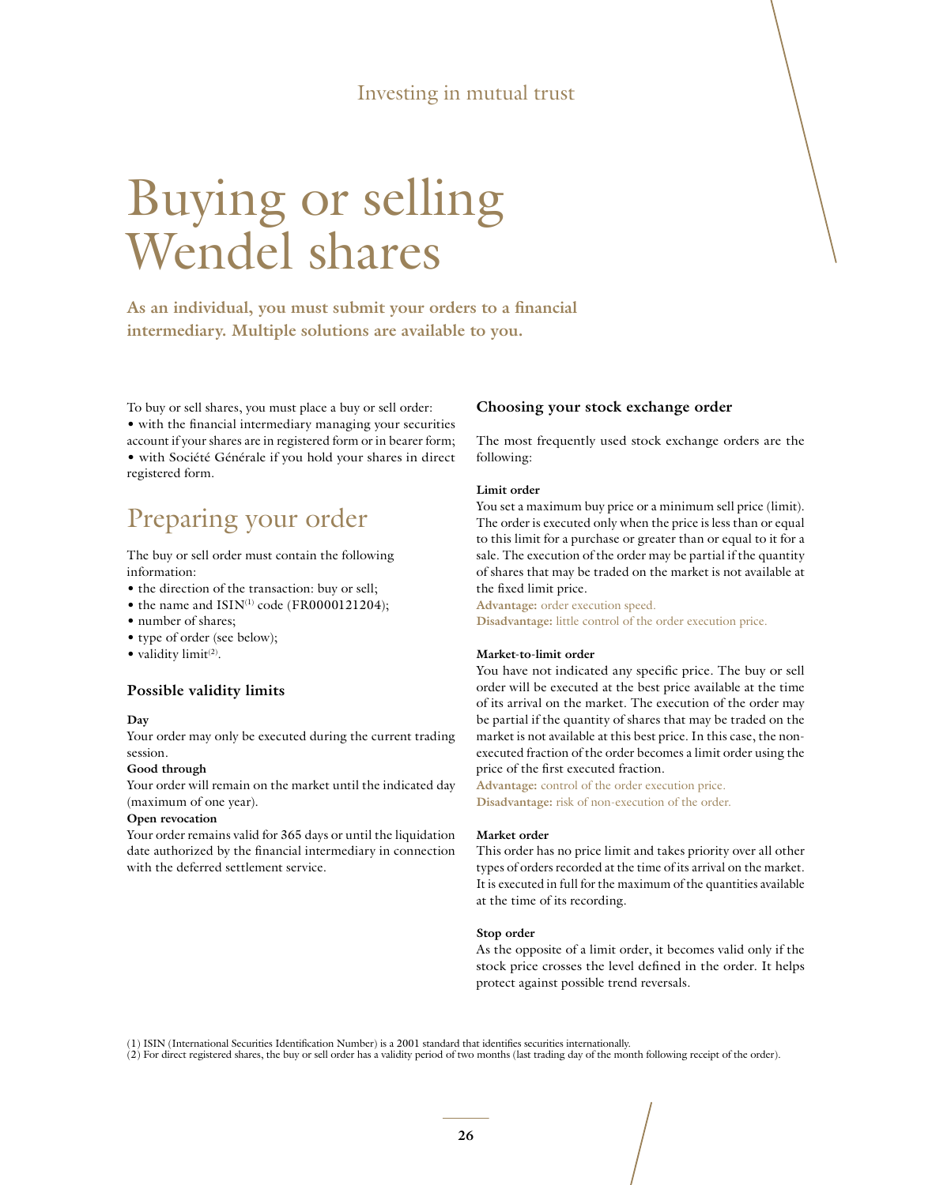Investing in mutual trust

# Buying or selling Wendel shares

**As an individual, you must submit your orders to a financial intermediary. Multiple solutions are available to you.**

To buy or sell shares, you must place a buy or sell order:
• with the financial intermediary managing your securities account if your shares are in registered form or in bearer form;
• with Société Générale if you hold your shares in direct registered form.

## Preparing your order

The buy or sell order must contain the following information:

• the direction of the transaction: buy or sell;
• the name and ISIN[1] code (FR0000121204);
• number of shares;
• type of order (see below);
• validity limit[2].

### Possible validity limits

**Day**
Your order may only be executed during the current trading session.

**Good through**
Your order will remain on the market until the indicated day (maximum of one year).

**Open revocation**
Your order remains valid for 365 days or until the liquidation date authorized by the financial intermediary in connection with the deferred settlement service.

### Choosing your stock exchange order

The most frequently used stock exchange orders are the following:

**Limit order**
You set a maximum buy price or a minimum sell price (limit). The order is executed only when the price is less than or equal to this limit for a purchase or greater than or equal to it for a sale. The execution of the order may be partial if the quantity of shares that may be traded on the market is not available at the fixed limit price.
**Advantage:** order execution speed.
**Disadvantage:** little control of the order execution price.

**Market-to-limit order**
You have not indicated any specific price. The buy or sell order will be executed at the best price available at the time of its arrival on the market. The execution of the order may be partial if the quantity of shares that may be traded on the market is not available at this best price. In this case, the non-executed fraction of the order becomes a limit order using the price of the first executed fraction.
**Advantage:** control of the order execution price.
**Disadvantage:** risk of non-execution of the order.

**Market order**
This order has no price limit and takes priority over all other types of orders recorded at the time of its arrival on the market. It is executed in full for the maximum of the quantities available at the time of its recording.

**Stop order**
As the opposite of a limit order, it becomes valid only if the stock price crosses the level defined in the order. It helps protect against possible trend reversals.

(1) ISIN (International Securities Identification Number) is a 2001 standard that identifies securities internationally.
(2) For direct registered shares, the buy or sell order has a validity period of two months (last trading day of the month following receipt of the order).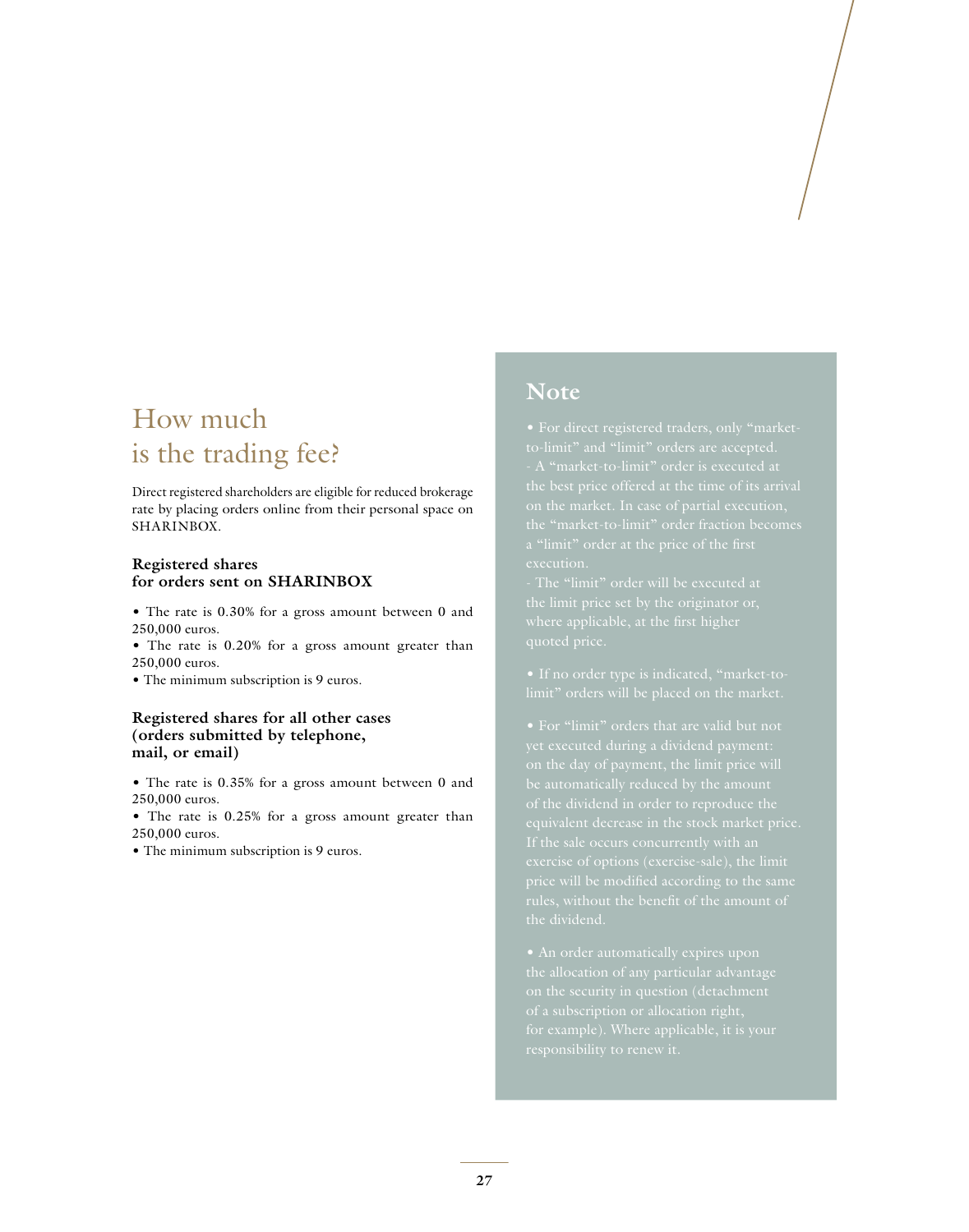# How much is the trading fee?

Direct registered shareholders are eligible for reduced brokerage rate by placing orders online from their personal space on SHARINBOX.

**Registered shares for orders sent on SHARINBOX**

- The rate is 0.30% for a gross amount between 0 and 250,000 euros.
- The rate is 0.20% for a gross amount greater than 250,000 euros.
- The minimum subscription is 9 euros.

**Registered shares for all other cases (orders submitted by telephone, mail, or email)**

- The rate is 0.35% for a gross amount between 0 and 250,000 euros.
- The rate is 0.25% for a gross amount greater than 250,000 euros.
- The minimum subscription is 9 euros.

## Note

- For direct registered traders, only "market-to-limit" and "limit" orders are accepted.
  - A "market-to-limit" order is executed at the best price offered at the time of its arrival on the market. In case of partial execution, the "market-to-limit" order fraction becomes a "limit" order at the price of the first execution.
  - The "limit" order will be executed at the limit price set by the originator or, where applicable, at the first higher quoted price.

- If no order type is indicated, "market-to-limit" orders will be placed on the market.

- For "limit" orders that are valid but not yet executed during a dividend payment: on the day of payment, the limit price will be automatically reduced by the amount of the dividend in order to reproduce the equivalent decrease in the stock market price. If the sale occurs concurrently with an exercise of options (exercise-sale), the limit price will be modified according to the same rules, without the benefit of the amount of the dividend.

- An order automatically expires upon the allocation of any particular advantage on the security in question (detachment of a subscription or allocation right, for example). Where applicable, it is your responsibility to renew it.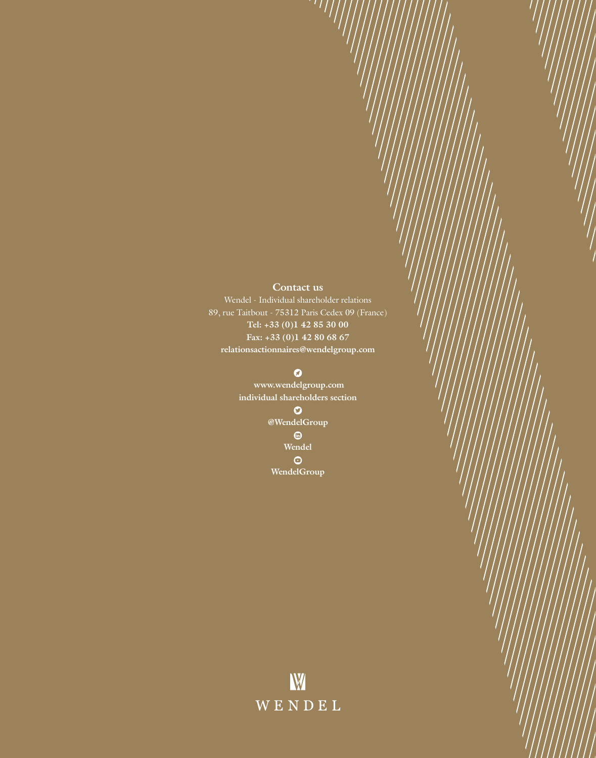## Contact us

Wendel - Individual shareholder relations
89, rue Taitbout - 75312 Paris Cedex 09 (France)
**Tel: +33 (0)1 42 85 30 00**
**Fax: +33 (0)1 42 80 68 67**
**relationsactionnaires@wendelgroup.com**

**www.wendelgroup.com**
**individual shareholders section**

**@WendelGroup**

**Wendel**

**WendelGroup**

WENDEL